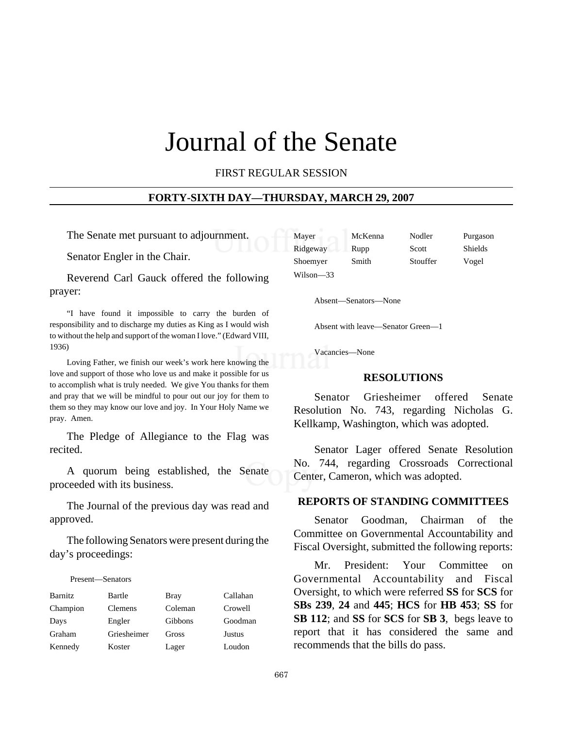# Journal of the Senate

FIRST REGULAR SESSION

## FORTY-SIXTH DAY—THURSDAY, MARCH 29, 2007

The Senate met pursuant to adjournment.

Senator Engler in the Chair.

Reverend Carl Gauck offered the following prayer:

"I have found it impossible to carry the burden of responsibility and to discharge my duties as King as I would wish to without the help and support of the woman I love." (Edward VIII, 1936)

Loving Father, we finish our week's work here knowing the love and support of those who love us and make it possible for us to accomplish what is truly needed. We give You thanks for them and pray that we will be mindful to pour out our joy for them to them so they may know our love and joy. In Your Holy Name we pray. Amen.

The Pledge of Allegiance to the Flag was recited.

A quorum being established, the Senate proceeded with its business.

The Journal of the previous day was read and approved.

The following Senators were present during the day's proceedings:

Present—Senators

| | | | |
|---|---|---|---|
| Barnitz | Bartle | Bray | Callahan |
| Champion | Clemens | Coleman | Crowell |
| Days | Engler | Gibbons | Goodman |
| Graham | Griesheimer | Gross | Justus |
| Kennedy | Koster | Lager | Loudon |
| Mayer | McKenna | Nodler | Purgason |
| Ridgeway | Rupp | Scott | Shields |
| Shoemyer | Smith | Stouffer | Vogel |
| Wilson—33 | | | |

Absent—Senators—None

Absent with leave—Senator Green—1

Vacancies—None

## RESOLUTIONS

Senator Griesheimer offered Senate Resolution No. 743, regarding Nicholas G. Kellkamp, Washington, which was adopted.

Senator Lager offered Senate Resolution No. 744, regarding Crossroads Correctional Center, Cameron, which was adopted.

## REPORTS OF STANDING COMMITTEES

Senator Goodman, Chairman of the Committee on Governmental Accountability and Fiscal Oversight, submitted the following reports:

Mr. President: Your Committee on Governmental Accountability and Fiscal Oversight, to which were referred **SS** for **SCS** for **SBs 239**, **24** and **445**; **HCS** for **HB 453**; **SS** for **SB 112**; and **SS** for **SCS** for **SB 3**, begs leave to report that it has considered the same and recommends that the bills do pass.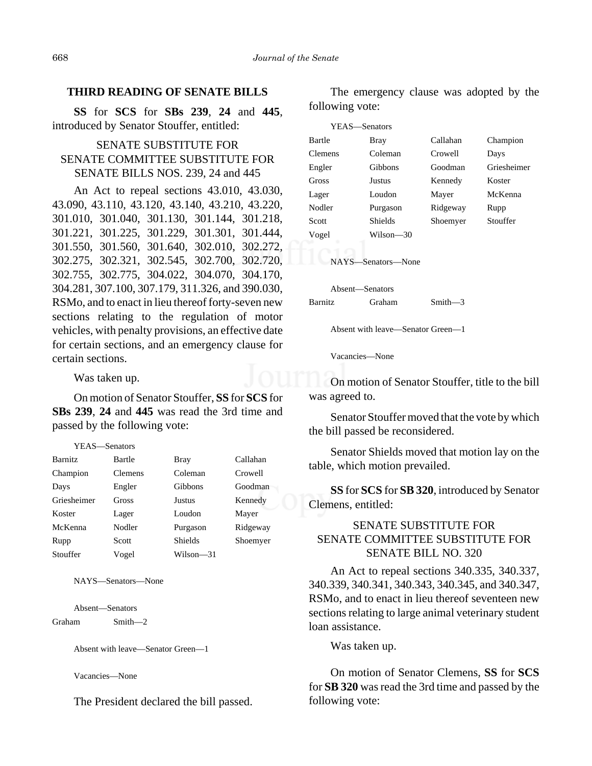## THIRD READING OF SENATE BILLS

**SS** for **SCS** for **SBs 239**, **24** and **445**, introduced by Senator Stouffer, entitled:

SENATE SUBSTITUTE FOR
SENATE COMMITTEE SUBSTITUTE FOR
SENATE BILLS NOS. 239, 24 and 445

An Act to repeal sections 43.010, 43.030, 43.090, 43.110, 43.120, 43.140, 43.210, 43.220, 301.010, 301.040, 301.130, 301.144, 301.218, 301.221, 301.225, 301.229, 301.301, 301.444, 301.550, 301.560, 301.640, 302.010, 302.272, 302.275, 302.321, 302.545, 302.700, 302.720, 302.755, 302.775, 304.022, 304.070, 304.170, 304.281, 307.100, 307.179, 311.326, and 390.030, RSMo, and to enact in lieu thereof forty-seven new sections relating to the regulation of motor vehicles, with penalty provisions, an effective date for certain sections, and an emergency clause for certain sections.

Was taken up.

On motion of Senator Stouffer, **SS** for **SCS** for **SBs 239**, **24** and **445** was read the 3rd time and passed by the following vote:

YEAS—Senators

| | | | |
|---|---|---|---|
| Barnitz | Bartle | Bray | Callahan |
| Champion | Clemens | Coleman | Crowell |
| Days | Engler | Gibbons | Goodman |
| Griesheimer | Gross | Justus | Kennedy |
| Koster | Lager | Loudon | Mayer |
| McKenna | Nodler | Purgason | Ridgeway |
| Rupp | Scott | Shields | Shoemyer |
| Stouffer | Vogel | Wilson—31 | |

NAYS—Senators—None

Absent—Senators

| | |
|---|---|
| Graham | Smith—2 |

Absent with leave—Senator Green—1

Vacancies—None

The President declared the bill passed.

The emergency clause was adopted by the following vote:

YEAS—Senators

| | | | |
|---|---|---|---|
| Bartle | Bray | Callahan | Champion |
| Clemens | Coleman | Crowell | Days |
| Engler | Gibbons | Goodman | Griesheimer |
| Gross | Justus | Kennedy | Koster |
| Lager | Loudon | Mayer | McKenna |
| Nodler | Purgason | Ridgeway | Rupp |
| Scott | Shields | Shoemyer | Stouffer |
| Vogel | Wilson—30 | | |

NAYS—Senators—None

Absent—Senators

| | | |
|---|---|---|
| Barnitz | Graham | Smith—3 |

Absent with leave—Senator Green—1

Vacancies—None

On motion of Senator Stouffer, title to the bill was agreed to.

Senator Stouffer moved that the vote by which the bill passed be reconsidered.

Senator Shields moved that motion lay on the table, which motion prevailed.

**SS** for **SCS** for **SB 320**, introduced by Senator Clemens, entitled:

SENATE SUBSTITUTE FOR
SENATE COMMITTEE SUBSTITUTE FOR
SENATE BILL NO. 320

An Act to repeal sections 340.335, 340.337, 340.339, 340.341, 340.343, 340.345, and 340.347, RSMo, and to enact in lieu thereof seventeen new sections relating to large animal veterinary student loan assistance.

Was taken up.

On motion of Senator Clemens, **SS** for **SCS** for **SB 320** was read the 3rd time and passed by the following vote: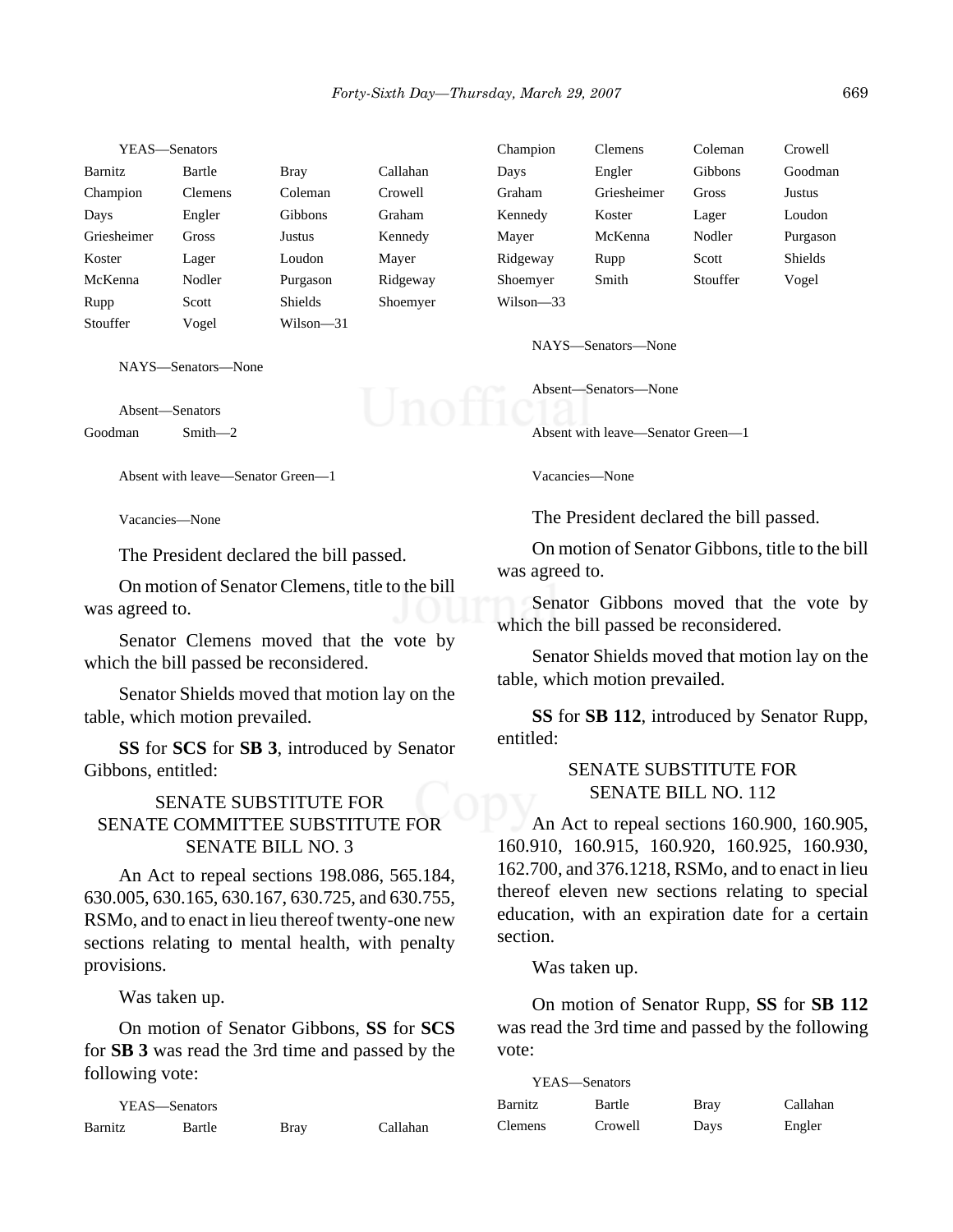YEAS—Senators

| | | | |
|---|---|---|---|
| Barnitz | Bartle | Bray | Callahan |
| Champion | Clemens | Coleman | Crowell |
| Days | Engler | Gibbons | Graham |
| Griesheimer | Gross | Justus | Kennedy |
| Koster | Lager | Loudon | Mayer |
| McKenna | Nodler | Purgason | Ridgeway |
| Rupp | Scott | Shields | Shoemyer |
| Stouffer | Vogel | Wilson—31 | |

NAYS—Senators—None

Absent—Senators

| | |
|---|---|
| Goodman | Smith—2 |

Absent with leave—Senator Green—1

Vacancies—None

The President declared the bill passed.

On motion of Senator Clemens, title to the bill was agreed to.

Senator Clemens moved that the vote by which the bill passed be reconsidered.

Senator Shields moved that motion lay on the table, which motion prevailed.

**SS** for **SCS** for **SB 3**, introduced by Senator Gibbons, entitled:

SENATE SUBSTITUTE FOR
SENATE COMMITTEE SUBSTITUTE FOR
SENATE BILL NO. 3

An Act to repeal sections 198.086, 565.184, 630.005, 630.165, 630.167, 630.725, and 630.755, RSMo, and to enact in lieu thereof twenty-one new sections relating to mental health, with penalty provisions.

Was taken up.

On motion of Senator Gibbons, **SS** for **SCS** for **SB 3** was read the 3rd time and passed by the following vote:

YEAS—Senators

| | | | |
|---|---|---|---|
| Barnitz | Bartle | Bray | Callahan |
| Champion | Clemens | Coleman | Crowell |
| Days | Engler | Gibbons | Goodman |
| Graham | Griesheimer | Gross | Justus |
| Kennedy | Koster | Lager | Loudon |
| Mayer | McKenna | Nodler | Purgason |
| Ridgeway | Rupp | Scott | Shields |
| Shoemyer | Smith | Stouffer | Vogel |
| Wilson—33 | | | |

NAYS—Senators—None

Absent—Senators—None

Absent with leave—Senator Green—1

Vacancies—None

The President declared the bill passed.

On motion of Senator Gibbons, title to the bill was agreed to.

Senator Gibbons moved that the vote by which the bill passed be reconsidered.

Senator Shields moved that motion lay on the table, which motion prevailed.

**SS** for **SB 112**, introduced by Senator Rupp, entitled:

SENATE SUBSTITUTE FOR
SENATE BILL NO. 112

An Act to repeal sections 160.900, 160.905, 160.910, 160.915, 160.920, 160.925, 160.930, 162.700, and 376.1218, RSMo, and to enact in lieu thereof eleven new sections relating to special education, with an expiration date for a certain section.

Was taken up.

On motion of Senator Rupp, **SS** for **SB 112** was read the 3rd time and passed by the following vote:

YEAS—Senators

| | | | |
|---|---|---|---|
| Barnitz | Bartle | Bray | Callahan |
| Clemens | Crowell | Days | Engler |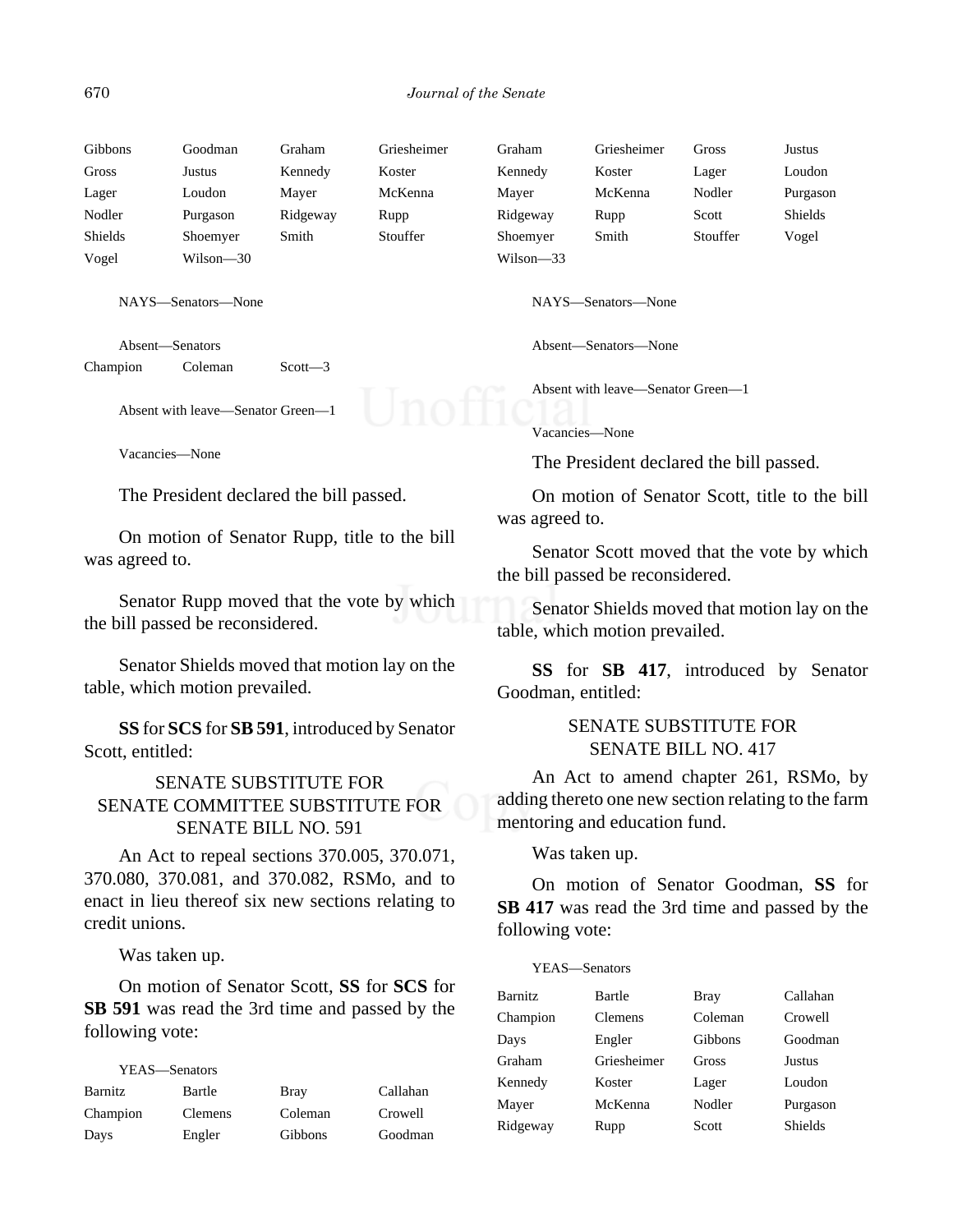| | | | |
|---|---|---|---|
| Gibbons | Goodman | Graham | Griesheimer |
| Gross | Justus | Kennedy | Koster |
| Lager | Loudon | Mayer | McKenna |
| Nodler | Purgason | Ridgeway | Rupp |
| Shields | Shoemyer | Smith | Stouffer |
| Vogel | Wilson—30 | | |

NAYS—Senators—None

Absent—Senators

| | | |
|---|---|---|
| Champion | Coleman | Scott—3 |

Absent with leave—Senator Green—1

Vacancies—None

The President declared the bill passed.

On motion of Senator Rupp, title to the bill was agreed to.

Senator Rupp moved that the vote by which the bill passed be reconsidered.

Senator Shields moved that motion lay on the table, which motion prevailed.

**SS** for **SCS** for **SB 591**, introduced by Senator Scott, entitled:

SENATE SUBSTITUTE FOR
SENATE COMMITTEE SUBSTITUTE FOR
SENATE BILL NO. 591

An Act to repeal sections 370.005, 370.071, 370.080, 370.081, and 370.082, RSMo, and to enact in lieu thereof six new sections relating to credit unions.

Was taken up.

On motion of Senator Scott, **SS** for **SCS** for **SB 591** was read the 3rd time and passed by the following vote:

YEAS—Senators

| | | | |
|---|---|---|---|
| Barnitz | Bartle | Bray | Callahan |
| Champion | Clemens | Coleman | Crowell |
| Days | Engler | Gibbons | Goodman |
| Graham | Griesheimer | Gross | Justus |
| Kennedy | Koster | Lager | Loudon |
| Mayer | McKenna | Nodler | Purgason |
| Ridgeway | Rupp | Scott | Shields |
| Shoemyer | Smith | Stouffer | Vogel |
| Wilson—33 | | | |

NAYS—Senators—None

Absent—Senators—None

Absent with leave—Senator Green—1

Vacancies—None

The President declared the bill passed.

On motion of Senator Scott, title to the bill was agreed to.

Senator Scott moved that the vote by which the bill passed be reconsidered.

Senator Shields moved that motion lay on the table, which motion prevailed.

**SS** for **SB 417**, introduced by Senator Goodman, entitled:

SENATE SUBSTITUTE FOR
SENATE BILL NO. 417

An Act to amend chapter 261, RSMo, by adding thereto one new section relating to the farm mentoring and education fund.

Was taken up.

On motion of Senator Goodman, **SS** for **SB 417** was read the 3rd time and passed by the following vote:

YEAS—Senators

| | | | |
|---|---|---|---|
| Barnitz | Bartle | Bray | Callahan |
| Champion | Clemens | Coleman | Crowell |
| Days | Engler | Gibbons | Goodman |
| Graham | Griesheimer | Gross | Justus |
| Kennedy | Koster | Lager | Loudon |
| Mayer | McKenna | Nodler | Purgason |
| Ridgeway | Rupp | Scott | Shields |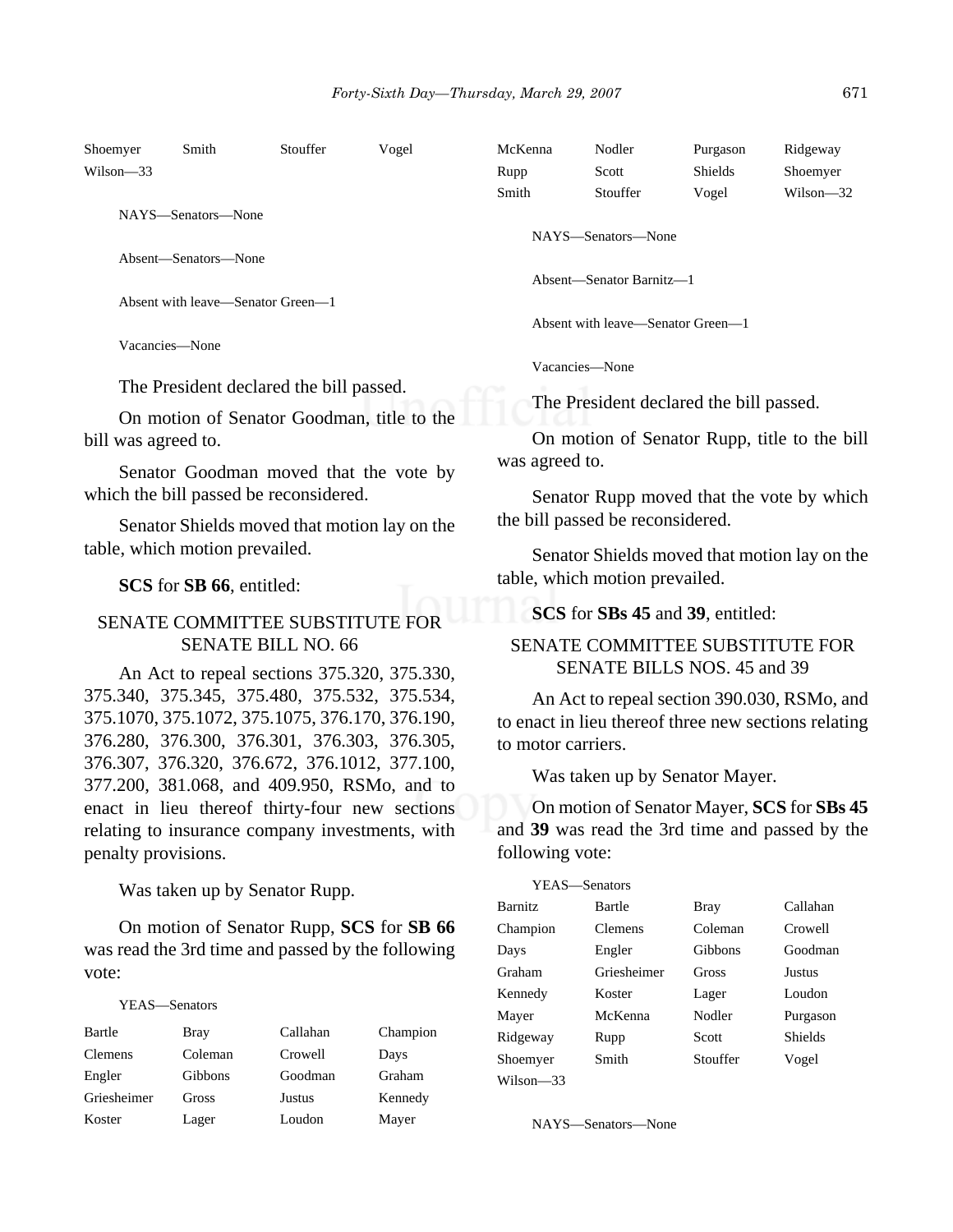Shoemyer Smith Stouffer Vogel
Wilson—33

NAYS—Senators—None

Absent—Senators—None

Absent with leave—Senator Green—1

Vacancies—None

The President declared the bill passed.

On motion of Senator Goodman, title to the bill was agreed to.

Senator Goodman moved that the vote by which the bill passed be reconsidered.

Senator Shields moved that motion lay on the table, which motion prevailed.

**SCS** for **SB 66**, entitled:

SENATE COMMITTEE SUBSTITUTE FOR SENATE BILL NO. 66

An Act to repeal sections 375.320, 375.330, 375.340, 375.345, 375.480, 375.532, 375.534, 375.1070, 375.1072, 375.1075, 376.170, 376.190, 376.280, 376.300, 376.301, 376.303, 376.305, 376.307, 376.320, 376.672, 376.1012, 377.100, 377.200, 381.068, and 409.950, RSMo, and to enact in lieu thereof thirty-four new sections relating to insurance company investments, with penalty provisions.

Was taken up by Senator Rupp.

On motion of Senator Rupp, **SCS** for **SB 66** was read the 3rd time and passed by the following vote:

YEAS—Senators

Bartle Bray Callahan Champion
Clemens Coleman Crowell Days
Engler Gibbons Goodman Graham
Griesheimer Gross Justus Kennedy
Koster Lager Loudon Mayer
McKenna Nodler Purgason Ridgeway
Rupp Scott Shields Shoemyer
Smith Stouffer Vogel Wilson—32

NAYS—Senators—None

Absent—Senator Barnitz—1

Absent with leave—Senator Green—1

Vacancies—None

The President declared the bill passed.

On motion of Senator Rupp, title to the bill was agreed to.

Senator Rupp moved that the vote by which the bill passed be reconsidered.

Senator Shields moved that motion lay on the table, which motion prevailed.

**SCS** for **SBs 45** and **39**, entitled:

SENATE COMMITTEE SUBSTITUTE FOR SENATE BILLS NOS. 45 and 39

An Act to repeal section 390.030, RSMo, and to enact in lieu thereof three new sections relating to motor carriers.

Was taken up by Senator Mayer.

On motion of Senator Mayer, **SCS** for **SBs 45** and **39** was read the 3rd time and passed by the following vote:

YEAS—Senators

Barnitz Bartle Bray Callahan
Champion Clemens Coleman Crowell
Days Engler Gibbons Goodman
Graham Griesheimer Gross Justus
Kennedy Koster Lager Loudon
Mayer McKenna Nodler Purgason
Ridgeway Rupp Scott Shields
Shoemyer Smith Stouffer Vogel
Wilson—33

NAYS—Senators—None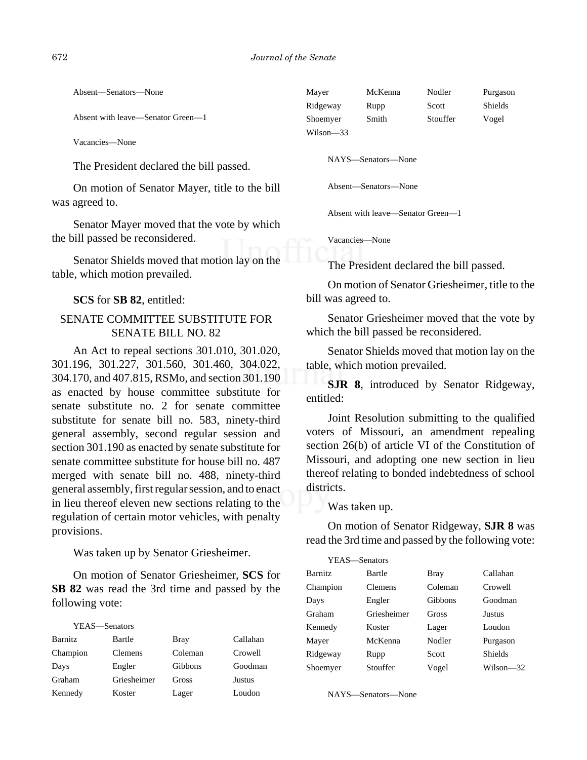Absent—Senators—None

Absent with leave—Senator Green—1

Vacancies—None

The President declared the bill passed.

On motion of Senator Mayer, title to the bill was agreed to.

Senator Mayer moved that the vote by which the bill passed be reconsidered.

Senator Shields moved that motion lay on the table, which motion prevailed.

**SCS** for **SB 82**, entitled:

SENATE COMMITTEE SUBSTITUTE FOR SENATE BILL NO. 82

An Act to repeal sections 301.010, 301.020, 301.196, 301.227, 301.560, 301.460, 304.022, 304.170, and 407.815, RSMo, and section 301.190 as enacted by house committee substitute for senate substitute no. 2 for senate committee substitute for senate bill no. 583, ninety-third general assembly, second regular session and section 301.190 as enacted by senate substitute for senate committee substitute for house bill no. 487 merged with senate bill no. 488, ninety-third general assembly, first regular session, and to enact in lieu thereof eleven new sections relating to the regulation of certain motor vehicles, with penalty provisions.

Was taken up by Senator Griesheimer.

On motion of Senator Griesheimer, **SCS** for **SB 82** was read the 3rd time and passed by the following vote:

YEAS—Senators

| | | | |
|---|---|---|---|
| Barnitz | Bartle | Bray | Callahan |
| Champion | Clemens | Coleman | Crowell |
| Days | Engler | Gibbons | Goodman |
| Graham | Griesheimer | Gross | Justus |
| Kennedy | Koster | Lager | Loudon |
| Mayer | McKenna | Nodler | Purgason |
| Ridgeway | Rupp | Scott | Shields |
| Shoemyer | Smith | Stouffer | Vogel |
| Wilson—33 | | | |

NAYS—Senators—None

Absent—Senators—None

Absent with leave—Senator Green—1

Vacancies—None

The President declared the bill passed.

On motion of Senator Griesheimer, title to the bill was agreed to.

Senator Griesheimer moved that the vote by which the bill passed be reconsidered.

Senator Shields moved that motion lay on the table, which motion prevailed.

**SJR 8**, introduced by Senator Ridgeway, entitled:

Joint Resolution submitting to the qualified voters of Missouri, an amendment repealing section 26(b) of article VI of the Constitution of Missouri, and adopting one new section in lieu thereof relating to bonded indebtedness of school districts.

Was taken up.

On motion of Senator Ridgeway, **SJR 8** was read the 3rd time and passed by the following vote:

YEAS—Senators

| | | | |
|---|---|---|---|
| Barnitz | Bartle | Bray | Callahan |
| Champion | Clemens | Coleman | Crowell |
| Days | Engler | Gibbons | Goodman |
| Graham | Griesheimer | Gross | Justus |
| Kennedy | Koster | Lager | Loudon |
| Mayer | McKenna | Nodler | Purgason |
| Ridgeway | Rupp | Scott | Shields |
| Shoemyer | Stouffer | Vogel | Wilson—32 |

NAYS—Senators—None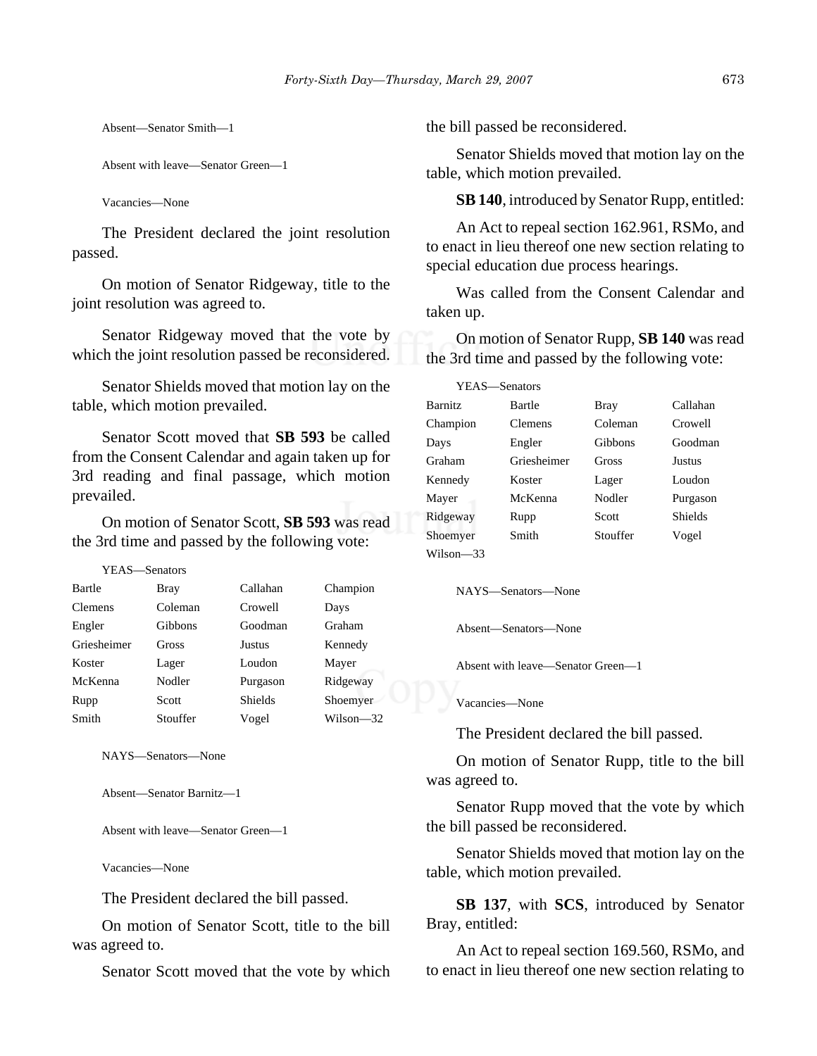Absent—Senator Smith—1

Absent with leave—Senator Green—1

Vacancies—None

The President declared the joint resolution passed.

On motion of Senator Ridgeway, title to the joint resolution was agreed to.

Senator Ridgeway moved that the vote by which the joint resolution passed be reconsidered.

Senator Shields moved that motion lay on the table, which motion prevailed.

Senator Scott moved that **SB 593** be called from the Consent Calendar and again taken up for 3rd reading and final passage, which motion prevailed.

On motion of Senator Scott, **SB 593** was read the 3rd time and passed by the following vote:

YEAS—Senators

| | | | |
|---|---|---|---|
| Bartle | Bray | Callahan | Champion |
| Clemens | Coleman | Crowell | Days |
| Engler | Gibbons | Goodman | Graham |
| Griesheimer | Gross | Justus | Kennedy |
| Koster | Lager | Loudon | Mayer |
| McKenna | Nodler | Purgason | Ridgeway |
| Rupp | Scott | Shields | Shoemyer |
| Smith | Stouffer | Vogel | Wilson—32 |

NAYS—Senators—None

Absent—Senator Barnitz—1

Absent with leave—Senator Green—1

Vacancies—None

The President declared the bill passed.

On motion of Senator Scott, title to the bill was agreed to.

Senator Scott moved that the vote by which the bill passed be reconsidered.

Senator Shields moved that motion lay on the table, which motion prevailed.

**SB 140**, introduced by Senator Rupp, entitled:

An Act to repeal section 162.961, RSMo, and to enact in lieu thereof one new section relating to special education due process hearings.

Was called from the Consent Calendar and taken up.

On motion of Senator Rupp, **SB 140** was read the 3rd time and passed by the following vote:

YEAS—Senators

| | | | |
|---|---|---|---|
| Barnitz | Bartle | Bray | Callahan |
| Champion | Clemens | Coleman | Crowell |
| Days | Engler | Gibbons | Goodman |
| Graham | Griesheimer | Gross | Justus |
| Kennedy | Koster | Lager | Loudon |
| Mayer | McKenna | Nodler | Purgason |
| Ridgeway | Rupp | Scott | Shields |
| Shoemyer | Smith | Stouffer | Vogel |
| Wilson—33 | | | |

NAYS—Senators—None

Absent—Senators—None

Absent with leave—Senator Green—1

Vacancies—None

The President declared the bill passed.

On motion of Senator Rupp, title to the bill was agreed to.

Senator Rupp moved that the vote by which the bill passed be reconsidered.

Senator Shields moved that motion lay on the table, which motion prevailed.

**SB 137**, with **SCS**, introduced by Senator Bray, entitled:

An Act to repeal section 169.560, RSMo, and to enact in lieu thereof one new section relating to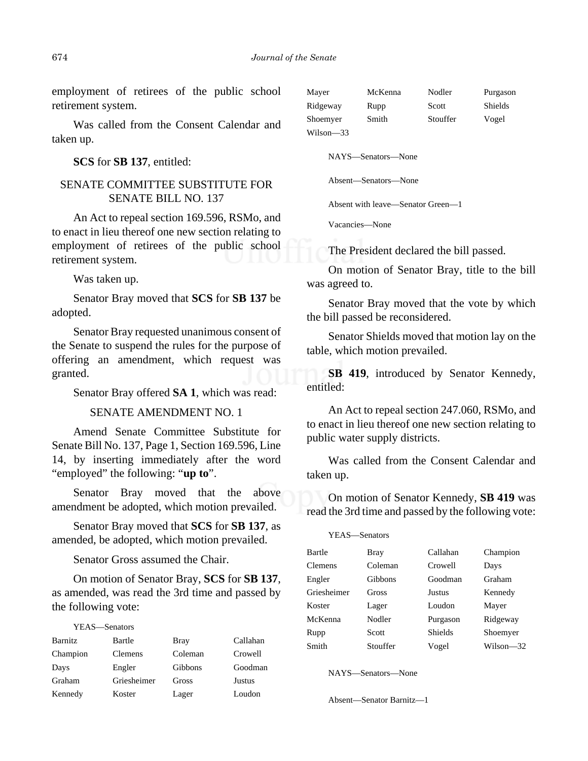employment of retirees of the public school retirement system.

Was called from the Consent Calendar and taken up.

**SCS** for **SB 137**, entitled:

SENATE COMMITTEE SUBSTITUTE FOR SENATE BILL NO. 137

An Act to repeal section 169.596, RSMo, and to enact in lieu thereof one new section relating to employment of retirees of the public school retirement system.

Was taken up.

Senator Bray moved that **SCS** for **SB 137** be adopted.

Senator Bray requested unanimous consent of the Senate to suspend the rules for the purpose of offering an amendment, which request was granted.

Senator Bray offered **SA 1**, which was read:

SENATE AMENDMENT NO. 1

Amend Senate Committee Substitute for Senate Bill No. 137, Page 1, Section 169.596, Line 14, by inserting immediately after the word "employed" the following: "**up to**".

Senator Bray moved that the above amendment be adopted, which motion prevailed.

Senator Bray moved that **SCS** for **SB 137**, as amended, be adopted, which motion prevailed.

Senator Gross assumed the Chair.

On motion of Senator Bray, **SCS** for **SB 137**, as amended, was read the 3rd time and passed by the following vote:

YEAS—Senators

| | | | |
|---|---|---|---|
| Barnitz | Bartle | Bray | Callahan |
| Champion | Clemens | Coleman | Crowell |
| Days | Engler | Gibbons | Goodman |
| Graham | Griesheimer | Gross | Justus |
| Kennedy | Koster | Lager | Loudon |
| Mayer | McKenna | Nodler | Purgason |
| Ridgeway | Rupp | Scott | Shields |
| Shoemyer | Smith | Stouffer | Vogel |
| Wilson—33 | | | |

NAYS—Senators—None

Absent—Senators—None

Absent with leave—Senator Green—1

Vacancies—None

The President declared the bill passed.

On motion of Senator Bray, title to the bill was agreed to.

Senator Bray moved that the vote by which the bill passed be reconsidered.

Senator Shields moved that motion lay on the table, which motion prevailed.

**SB 419**, introduced by Senator Kennedy, entitled:

An Act to repeal section 247.060, RSMo, and to enact in lieu thereof one new section relating to public water supply districts.

Was called from the Consent Calendar and taken up.

On motion of Senator Kennedy, **SB 419** was read the 3rd time and passed by the following vote:

YEAS—Senators

| | | | |
|---|---|---|---|
| Bartle | Bray | Callahan | Champion |
| Clemens | Coleman | Crowell | Days |
| Engler | Gibbons | Goodman | Graham |
| Griesheimer | Gross | Justus | Kennedy |
| Koster | Lager | Loudon | Mayer |
| McKenna | Nodler | Purgason | Ridgeway |
| Rupp | Scott | Shields | Shoemyer |
| Smith | Stouffer | Vogel | Wilson—32 |

NAYS—Senators—None

Absent—Senator Barnitz—1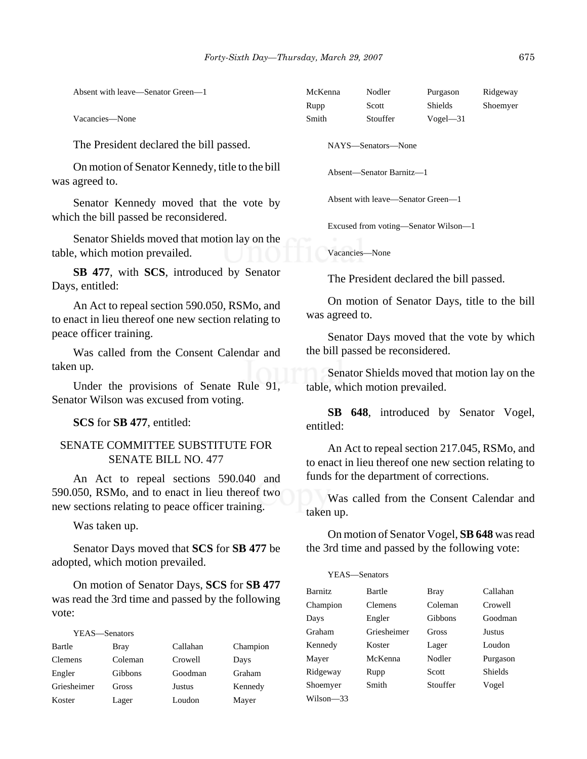Absent with leave—Senator Green—1

Vacancies—None

The President declared the bill passed.

On motion of Senator Kennedy, title to the bill was agreed to.

Senator Kennedy moved that the vote by which the bill passed be reconsidered.

Senator Shields moved that motion lay on the table, which motion prevailed.

**SB 477**, with **SCS**, introduced by Senator Days, entitled:

An Act to repeal section 590.050, RSMo, and to enact in lieu thereof one new section relating to peace officer training.

Was called from the Consent Calendar and taken up.

Under the provisions of Senate Rule 91, Senator Wilson was excused from voting.

**SCS** for **SB 477**, entitled:

SENATE COMMITTEE SUBSTITUTE FOR SENATE BILL NO. 477

An Act to repeal sections 590.040 and 590.050, RSMo, and to enact in lieu thereof two new sections relating to peace officer training.

Was taken up.

Senator Days moved that **SCS** for **SB 477** be adopted, which motion prevailed.

On motion of Senator Days, **SCS** for **SB 477** was read the 3rd time and passed by the following vote:

YEAS—Senators

| | | | |
|---|---|---|---|
| Bartle | Bray | Callahan | Champion |
| Clemens | Coleman | Crowell | Days |
| Engler | Gibbons | Goodman | Graham |
| Griesheimer | Gross | Justus | Kennedy |
| Koster | Lager | Loudon | Mayer |
| McKenna | Nodler | Purgason | Ridgeway |
| Rupp | Scott | Shields | Shoemyer |
| Smith | Stouffer | Vogel—31 | |

NAYS—Senators—None

Absent—Senator Barnitz—1

Absent with leave—Senator Green—1

Excused from voting—Senator Wilson—1

Vacancies—None

The President declared the bill passed.

On motion of Senator Days, title to the bill was agreed to.

Senator Days moved that the vote by which the bill passed be reconsidered.

Senator Shields moved that motion lay on the table, which motion prevailed.

**SB 648**, introduced by Senator Vogel, entitled:

An Act to repeal section 217.045, RSMo, and to enact in lieu thereof one new section relating to funds for the department of corrections.

Was called from the Consent Calendar and taken up.

On motion of Senator Vogel, **SB 648** was read the 3rd time and passed by the following vote:

YEAS—Senators

| | | | |
|---|---|---|---|
| Barnitz | Bartle | Bray | Callahan |
| Champion | Clemens | Coleman | Crowell |
| Days | Engler | Gibbons | Goodman |
| Graham | Griesheimer | Gross | Justus |
| Kennedy | Koster | Lager | Loudon |
| Mayer | McKenna | Nodler | Purgason |
| Ridgeway | Rupp | Scott | Shields |
| Shoemyer | Smith | Stouffer | Vogel |
| Wilson—33 | | | |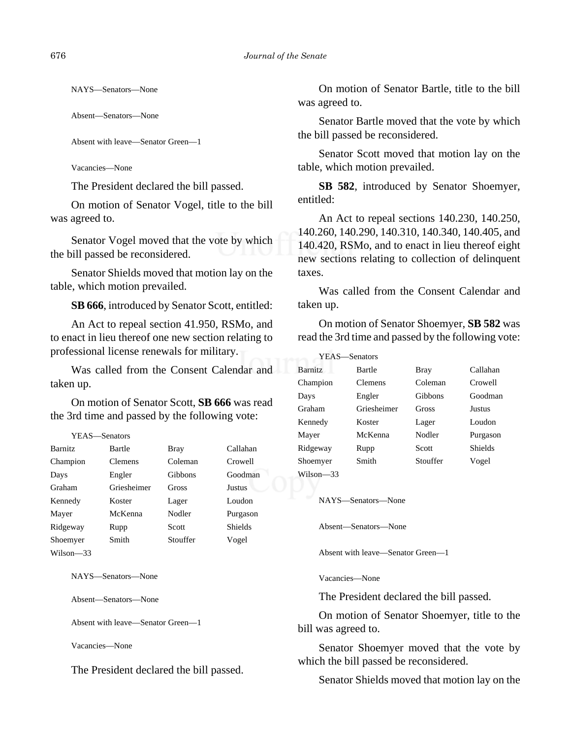NAYS—Senators—None

Absent—Senators—None

Absent with leave—Senator Green—1

Vacancies—None

The President declared the bill passed.

On motion of Senator Vogel, title to the bill was agreed to.

Senator Vogel moved that the vote by which the bill passed be reconsidered.

Senator Shields moved that motion lay on the table, which motion prevailed.

**SB 666**, introduced by Senator Scott, entitled:

An Act to repeal section 41.950, RSMo, and to enact in lieu thereof one new section relating to professional license renewals for military.

Was called from the Consent Calendar and taken up.

On motion of Senator Scott, **SB 666** was read the 3rd time and passed by the following vote:

YEAS—Senators

| | | | |
|---|---|---|---|
| Barnitz | Bartle | Bray | Callahan |
| Champion | Clemens | Coleman | Crowell |
| Days | Engler | Gibbons | Goodman |
| Graham | Griesheimer | Gross | Justus |
| Kennedy | Koster | Lager | Loudon |
| Mayer | McKenna | Nodler | Purgason |
| Ridgeway | Rupp | Scott | Shields |
| Shoemyer | Smith | Stouffer | Vogel |
| Wilson—33 | | | |

NAYS—Senators—None

Absent—Senators—None

Absent with leave—Senator Green—1

Vacancies—None

The President declared the bill passed.

On motion of Senator Bartle, title to the bill was agreed to.

Senator Bartle moved that the vote by which the bill passed be reconsidered.

Senator Scott moved that motion lay on the table, which motion prevailed.

**SB 582**, introduced by Senator Shoemyer, entitled:

An Act to repeal sections 140.230, 140.250, 140.260, 140.290, 140.310, 140.340, 140.405, and 140.420, RSMo, and to enact in lieu thereof eight new sections relating to collection of delinquent taxes.

Was called from the Consent Calendar and taken up.

On motion of Senator Shoemyer, **SB 582** was read the 3rd time and passed by the following vote:

YEAS—Senators

| | | | |
|---|---|---|---|
| Barnitz | Bartle | Bray | Callahan |
| Champion | Clemens | Coleman | Crowell |
| Days | Engler | Gibbons | Goodman |
| Graham | Griesheimer | Gross | Justus |
| Kennedy | Koster | Lager | Loudon |
| Mayer | McKenna | Nodler | Purgason |
| Ridgeway | Rupp | Scott | Shields |
| Shoemyer | Smith | Stouffer | Vogel |
| Wilson—33 | | | |

NAYS—Senators—None

Absent—Senators—None

Absent with leave—Senator Green—1

Vacancies—None

The President declared the bill passed.

On motion of Senator Shoemyer, title to the bill was agreed to.

Senator Shoemyer moved that the vote by which the bill passed be reconsidered.

Senator Shields moved that motion lay on the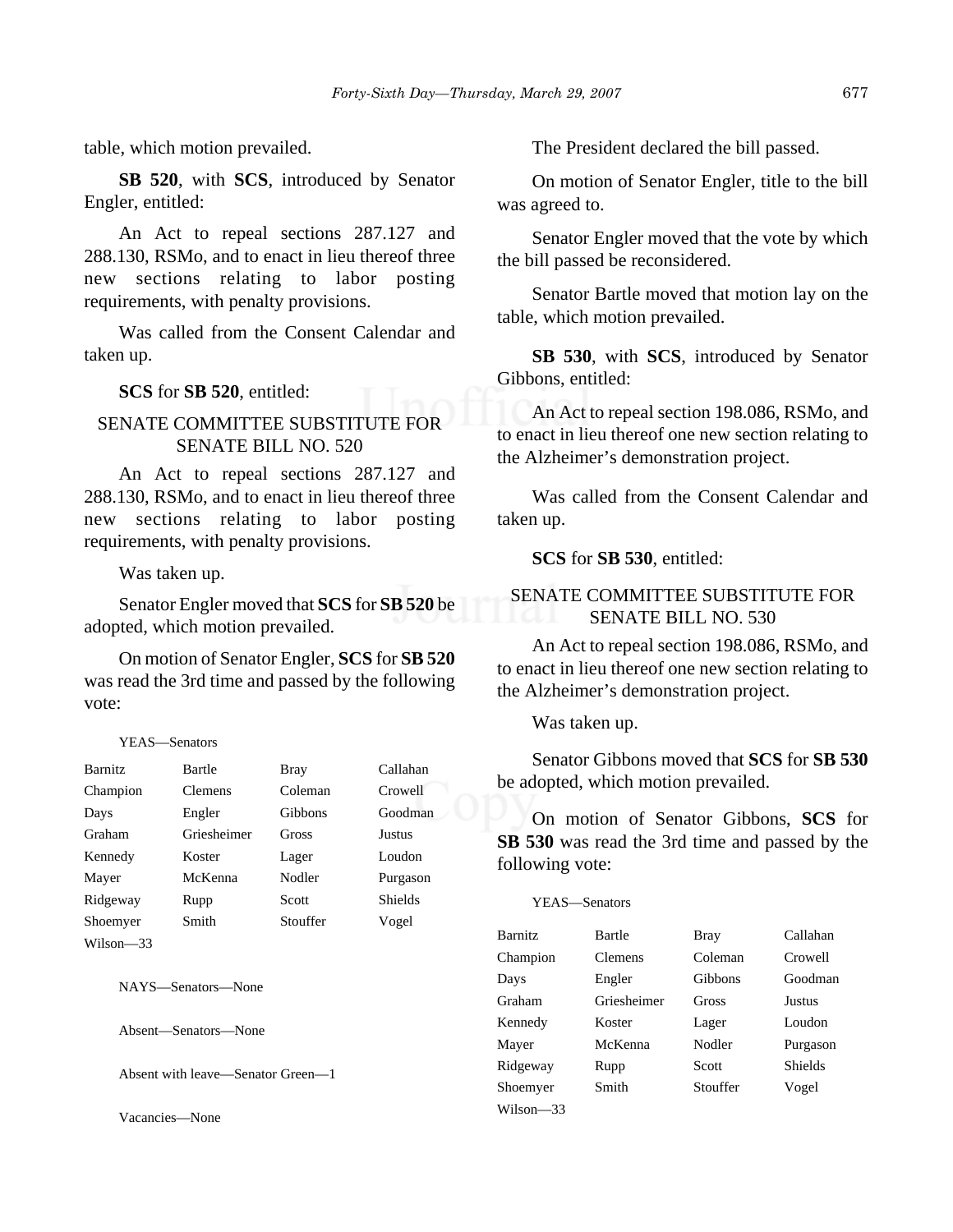table, which motion prevailed.

**SB 520**, with **SCS**, introduced by Senator Engler, entitled:

An Act to repeal sections 287.127 and 288.130, RSMo, and to enact in lieu thereof three new sections relating to labor posting requirements, with penalty provisions.

Was called from the Consent Calendar and taken up.

**SCS** for **SB 520**, entitled:

SENATE COMMITTEE SUBSTITUTE FOR SENATE BILL NO. 520

An Act to repeal sections 287.127 and 288.130, RSMo, and to enact in lieu thereof three new sections relating to labor posting requirements, with penalty provisions.

Was taken up.

Senator Engler moved that **SCS** for **SB 520** be adopted, which motion prevailed.

On motion of Senator Engler, **SCS** for **SB 520** was read the 3rd time and passed by the following vote:

YEAS—Senators

| | | | |
|---|---|---|---|
| Barnitz | Bartle | Bray | Callahan |
| Champion | Clemens | Coleman | Crowell |
| Days | Engler | Gibbons | Goodman |
| Graham | Griesheimer | Gross | Justus |
| Kennedy | Koster | Lager | Loudon |
| Mayer | McKenna | Nodler | Purgason |
| Ridgeway | Rupp | Scott | Shields |
| Shoemyer | Smith | Stouffer | Vogel |
| Wilson—33 | | | |

NAYS—Senators—None

Absent—Senators—None

Absent with leave—Senator Green—1

Vacancies—None

The President declared the bill passed.

On motion of Senator Engler, title to the bill was agreed to.

Senator Engler moved that the vote by which the bill passed be reconsidered.

Senator Bartle moved that motion lay on the table, which motion prevailed.

**SB 530**, with **SCS**, introduced by Senator Gibbons, entitled:

An Act to repeal section 198.086, RSMo, and to enact in lieu thereof one new section relating to the Alzheimer's demonstration project.

Was called from the Consent Calendar and taken up.

**SCS** for **SB 530**, entitled:

SENATE COMMITTEE SUBSTITUTE FOR SENATE BILL NO. 530

An Act to repeal section 198.086, RSMo, and to enact in lieu thereof one new section relating to the Alzheimer's demonstration project.

Was taken up.

Senator Gibbons moved that **SCS** for **SB 530** be adopted, which motion prevailed.

On motion of Senator Gibbons, **SCS** for **SB 530** was read the 3rd time and passed by the following vote:

YEAS—Senators

| | | | |
|---|---|---|---|
| Barnitz | Bartle | Bray | Callahan |
| Champion | Clemens | Coleman | Crowell |
| Days | Engler | Gibbons | Goodman |
| Graham | Griesheimer | Gross | Justus |
| Kennedy | Koster | Lager | Loudon |
| Mayer | McKenna | Nodler | Purgason |
| Ridgeway | Rupp | Scott | Shields |
| Shoemyer | Smith | Stouffer | Vogel |
| Wilson—33 | | | |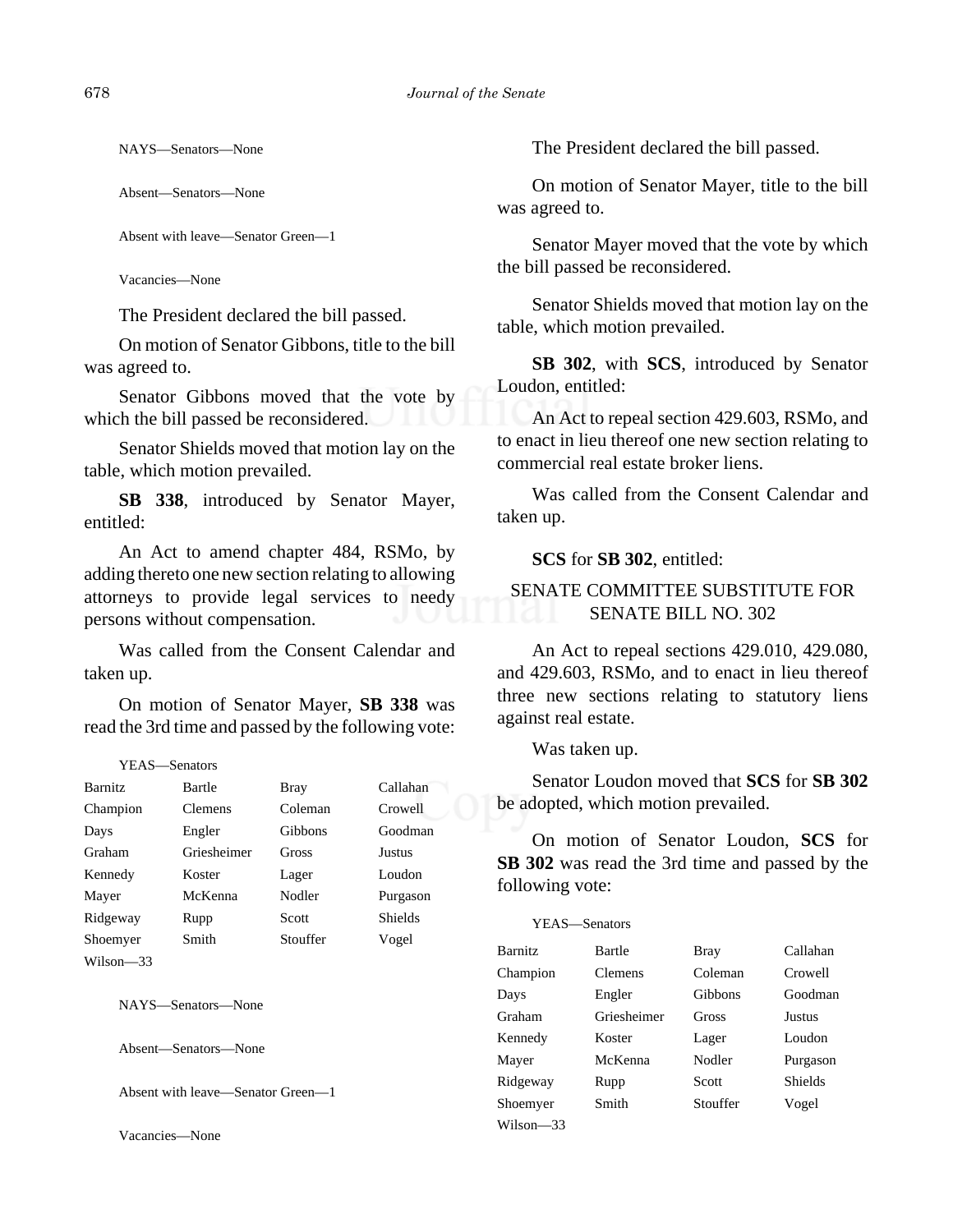NAYS—Senators—None

Absent—Senators—None

Absent with leave—Senator Green—1

Vacancies—None

The President declared the bill passed.

On motion of Senator Gibbons, title to the bill was agreed to.

Senator Gibbons moved that the vote by which the bill passed be reconsidered.

Senator Shields moved that motion lay on the table, which motion prevailed.

**SB 338**, introduced by Senator Mayer, entitled:

An Act to amend chapter 484, RSMo, by adding thereto one new section relating to allowing attorneys to provide legal services to needy persons without compensation.

Was called from the Consent Calendar and taken up.

On motion of Senator Mayer, **SB 338** was read the 3rd time and passed by the following vote:

YEAS—Senators

| | | | |
|---|---|---|---|
| Barnitz | Bartle | Bray | Callahan |
| Champion | Clemens | Coleman | Crowell |
| Days | Engler | Gibbons | Goodman |
| Graham | Griesheimer | Gross | Justus |
| Kennedy | Koster | Lager | Loudon |
| Mayer | McKenna | Nodler | Purgason |
| Ridgeway | Rupp | Scott | Shields |
| Shoemyer | Smith | Stouffer | Vogel |
| Wilson—33 | | | |

NAYS—Senators—None

Absent—Senators—None

Absent with leave—Senator Green—1

Vacancies—None

The President declared the bill passed.

On motion of Senator Mayer, title to the bill was agreed to.

Senator Mayer moved that the vote by which the bill passed be reconsidered.

Senator Shields moved that motion lay on the table, which motion prevailed.

**SB 302**, with **SCS**, introduced by Senator Loudon, entitled:

An Act to repeal section 429.603, RSMo, and to enact in lieu thereof one new section relating to commercial real estate broker liens.

Was called from the Consent Calendar and taken up.

**SCS** for **SB 302**, entitled:

SENATE COMMITTEE SUBSTITUTE FOR SENATE BILL NO. 302

An Act to repeal sections 429.010, 429.080, and 429.603, RSMo, and to enact in lieu thereof three new sections relating to statutory liens against real estate.

Was taken up.

Senator Loudon moved that **SCS** for **SB 302** be adopted, which motion prevailed.

On motion of Senator Loudon, **SCS** for **SB 302** was read the 3rd time and passed by the following vote:

YEAS—Senators

| | | | |
|---|---|---|---|
| Barnitz | Bartle | Bray | Callahan |
| Champion | Clemens | Coleman | Crowell |
| Days | Engler | Gibbons | Goodman |
| Graham | Griesheimer | Gross | Justus |
| Kennedy | Koster | Lager | Loudon |
| Mayer | McKenna | Nodler | Purgason |
| Ridgeway | Rupp | Scott | Shields |
| Shoemyer | Smith | Stouffer | Vogel |
| Wilson—33 | | | |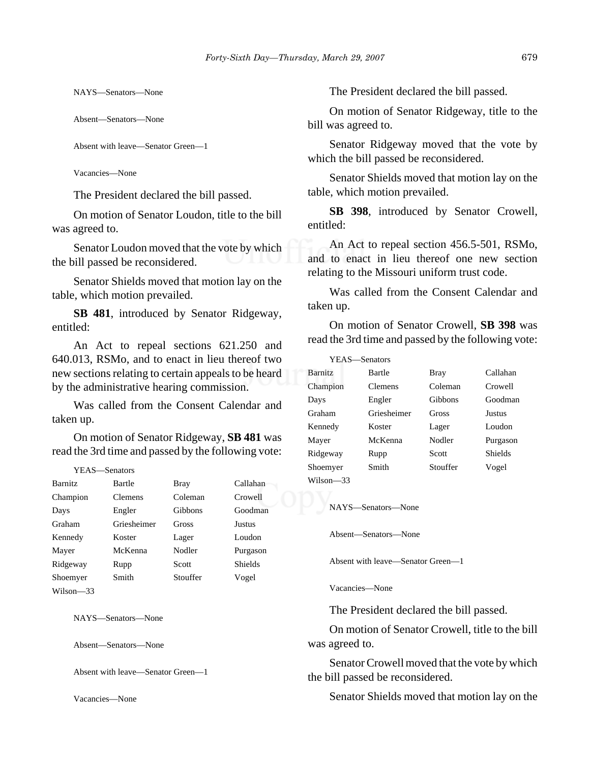NAYS—Senators—None

Absent—Senators—None

Absent with leave—Senator Green—1

Vacancies—None

The President declared the bill passed.

On motion of Senator Loudon, title to the bill was agreed to.

Senator Loudon moved that the vote by which the bill passed be reconsidered.

Senator Shields moved that motion lay on the table, which motion prevailed.

**SB 481**, introduced by Senator Ridgeway, entitled:

An Act to repeal sections 621.250 and 640.013, RSMo, and to enact in lieu thereof two new sections relating to certain appeals to be heard by the administrative hearing commission.

Was called from the Consent Calendar and taken up.

On motion of Senator Ridgeway, **SB 481** was read the 3rd time and passed by the following vote:

YEAS—Senators

| | | | |
|---|---|---|---|
| Barnitz | Bartle | Bray | Callahan |
| Champion | Clemens | Coleman | Crowell |
| Days | Engler | Gibbons | Goodman |
| Graham | Griesheimer | Gross | Justus |
| Kennedy | Koster | Lager | Loudon |
| Mayer | McKenna | Nodler | Purgason |
| Ridgeway | Rupp | Scott | Shields |
| Shoemyer | Smith | Stouffer | Vogel |
| Wilson—33 | | | |

NAYS—Senators—None

Absent—Senators—None

Absent with leave—Senator Green—1

Vacancies—None

The President declared the bill passed.

On motion of Senator Ridgeway, title to the bill was agreed to.

Senator Ridgeway moved that the vote by which the bill passed be reconsidered.

Senator Shields moved that motion lay on the table, which motion prevailed.

**SB 398**, introduced by Senator Crowell, entitled:

An Act to repeal section 456.5-501, RSMo, and to enact in lieu thereof one new section relating to the Missouri uniform trust code.

Was called from the Consent Calendar and taken up.

On motion of Senator Crowell, **SB 398** was read the 3rd time and passed by the following vote:

YEAS—Senators

| | | | |
|---|---|---|---|
| Barnitz | Bartle | Bray | Callahan |
| Champion | Clemens | Coleman | Crowell |
| Days | Engler | Gibbons | Goodman |
| Graham | Griesheimer | Gross | Justus |
| Kennedy | Koster | Lager | Loudon |
| Mayer | McKenna | Nodler | Purgason |
| Ridgeway | Rupp | Scott | Shields |
| Shoemyer | Smith | Stouffer | Vogel |
| Wilson—33 | | | |

NAYS—Senators—None

Absent—Senators—None

Absent with leave—Senator Green—1

Vacancies—None

The President declared the bill passed.

On motion of Senator Crowell, title to the bill was agreed to.

Senator Crowell moved that the vote by which the bill passed be reconsidered.

Senator Shields moved that motion lay on the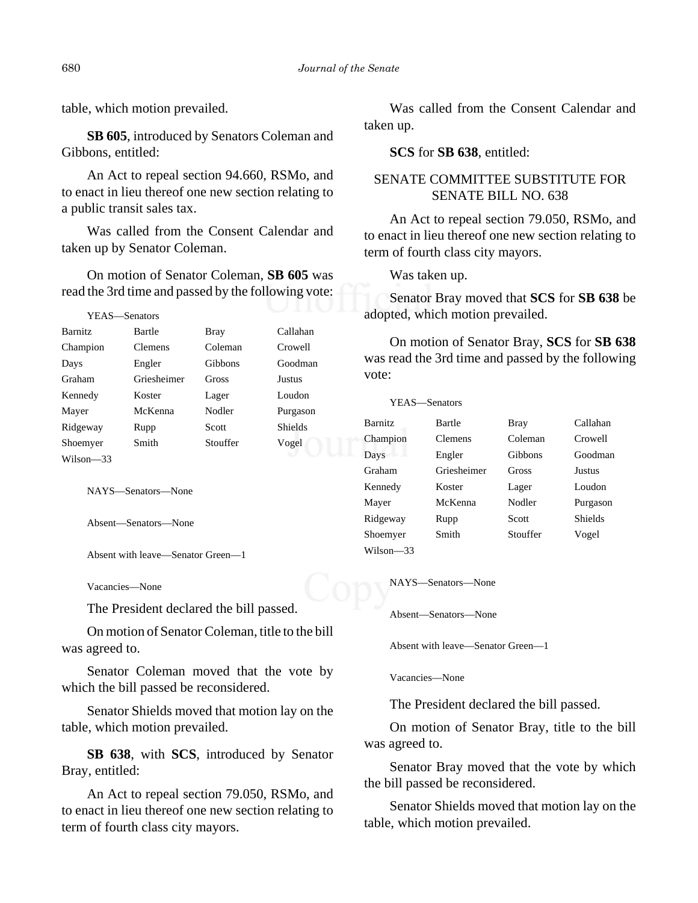table, which motion prevailed.

**SB 605**, introduced by Senators Coleman and Gibbons, entitled:

An Act to repeal section 94.660, RSMo, and to enact in lieu thereof one new section relating to a public transit sales tax.

Was called from the Consent Calendar and taken up by Senator Coleman.

On motion of Senator Coleman, **SB 605** was read the 3rd time and passed by the following vote:

YEAS—Senators

| | | | |
|---|---|---|---|
| Barnitz | Bartle | Bray | Callahan |
| Champion | Clemens | Coleman | Crowell |
| Days | Engler | Gibbons | Goodman |
| Graham | Griesheimer | Gross | Justus |
| Kennedy | Koster | Lager | Loudon |
| Mayer | McKenna | Nodler | Purgason |
| Ridgeway | Rupp | Scott | Shields |
| Shoemyer | Smith | Stouffer | Vogel |
| Wilson—33 | | | |

NAYS—Senators—None

Absent—Senators—None

Absent with leave—Senator Green—1

Vacancies—None

The President declared the bill passed.

On motion of Senator Coleman, title to the bill was agreed to.

Senator Coleman moved that the vote by which the bill passed be reconsidered.

Senator Shields moved that motion lay on the table, which motion prevailed.

**SB 638**, with **SCS**, introduced by Senator Bray, entitled:

An Act to repeal section 79.050, RSMo, and to enact in lieu thereof one new section relating to term of fourth class city mayors.

Was called from the Consent Calendar and taken up.

**SCS** for **SB 638**, entitled:

SENATE COMMITTEE SUBSTITUTE FOR SENATE BILL NO. 638

An Act to repeal section 79.050, RSMo, and to enact in lieu thereof one new section relating to term of fourth class city mayors.

Was taken up.

Senator Bray moved that **SCS** for **SB 638** be adopted, which motion prevailed.

On motion of Senator Bray, **SCS** for **SB 638** was read the 3rd time and passed by the following vote:

YEAS—Senators

| | | | |
|---|---|---|---|
| Barnitz | Bartle | Bray | Callahan |
| Champion | Clemens | Coleman | Crowell |
| Days | Engler | Gibbons | Goodman |
| Graham | Griesheimer | Gross | Justus |
| Kennedy | Koster | Lager | Loudon |
| Mayer | McKenna | Nodler | Purgason |
| Ridgeway | Rupp | Scott | Shields |
| Shoemyer | Smith | Stouffer | Vogel |
| Wilson—33 | | | |

NAYS—Senators—None

Absent—Senators—None

Absent with leave—Senator Green—1

Vacancies—None

The President declared the bill passed.

On motion of Senator Bray, title to the bill was agreed to.

Senator Bray moved that the vote by which the bill passed be reconsidered.

Senator Shields moved that motion lay on the table, which motion prevailed.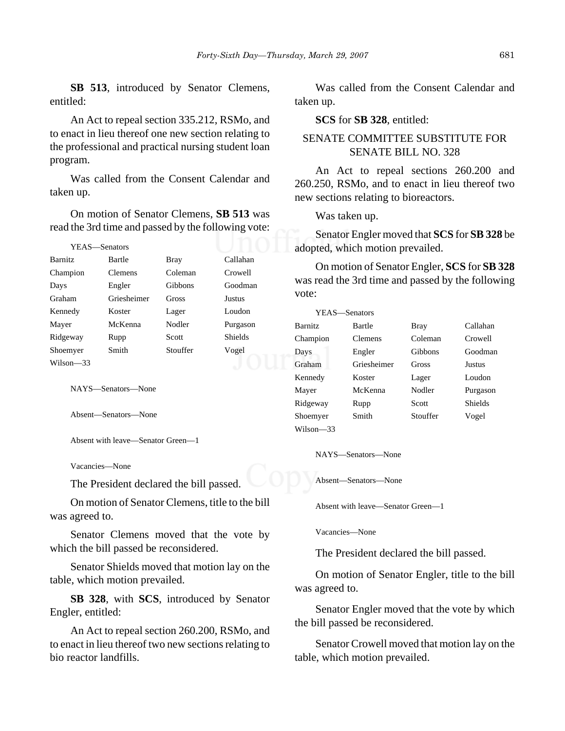**SB 513**, introduced by Senator Clemens, entitled:

An Act to repeal section 335.212, RSMo, and to enact in lieu thereof one new section relating to the professional and practical nursing student loan program.

Was called from the Consent Calendar and taken up.

On motion of Senator Clemens, **SB 513** was read the 3rd time and passed by the following vote:

YEAS—Senators

| | | | |
|---|---|---|---|
| Barnitz | Bartle | Bray | Callahan |
| Champion | Clemens | Coleman | Crowell |
| Days | Engler | Gibbons | Goodman |
| Graham | Griesheimer | Gross | Justus |
| Kennedy | Koster | Lager | Loudon |
| Mayer | McKenna | Nodler | Purgason |
| Ridgeway | Rupp | Scott | Shields |
| Shoemyer | Smith | Stouffer | Vogel |
| Wilson—33 | | | |

NAYS—Senators—None

Absent—Senators—None

Absent with leave—Senator Green—1

Vacancies—None

The President declared the bill passed.

On motion of Senator Clemens, title to the bill was agreed to.

Senator Clemens moved that the vote by which the bill passed be reconsidered.

Senator Shields moved that motion lay on the table, which motion prevailed.

**SB 328**, with **SCS**, introduced by Senator Engler, entitled:

An Act to repeal section 260.200, RSMo, and to enact in lieu thereof two new sections relating to bio reactor landfills.

Was called from the Consent Calendar and taken up.

**SCS** for **SB 328**, entitled:

SENATE COMMITTEE SUBSTITUTE FOR SENATE BILL NO. 328

An Act to repeal sections 260.200 and 260.250, RSMo, and to enact in lieu thereof two new sections relating to bioreactors.

Was taken up.

Senator Engler moved that **SCS** for **SB 328** be adopted, which motion prevailed.

On motion of Senator Engler, **SCS** for **SB 328** was read the 3rd time and passed by the following vote:

YEAS—Senators

| | | | |
|---|---|---|---|
| Barnitz | Bartle | Bray | Callahan |
| Champion | Clemens | Coleman | Crowell |
| Days | Engler | Gibbons | Goodman |
| Graham | Griesheimer | Gross | Justus |
| Kennedy | Koster | Lager | Loudon |
| Mayer | McKenna | Nodler | Purgason |
| Ridgeway | Rupp | Scott | Shields |
| Shoemyer | Smith | Stouffer | Vogel |
| Wilson—33 | | | |

NAYS—Senators—None

Absent—Senators—None

Absent with leave—Senator Green—1

Vacancies—None

The President declared the bill passed.

On motion of Senator Engler, title to the bill was agreed to.

Senator Engler moved that the vote by which the bill passed be reconsidered.

Senator Crowell moved that motion lay on the table, which motion prevailed.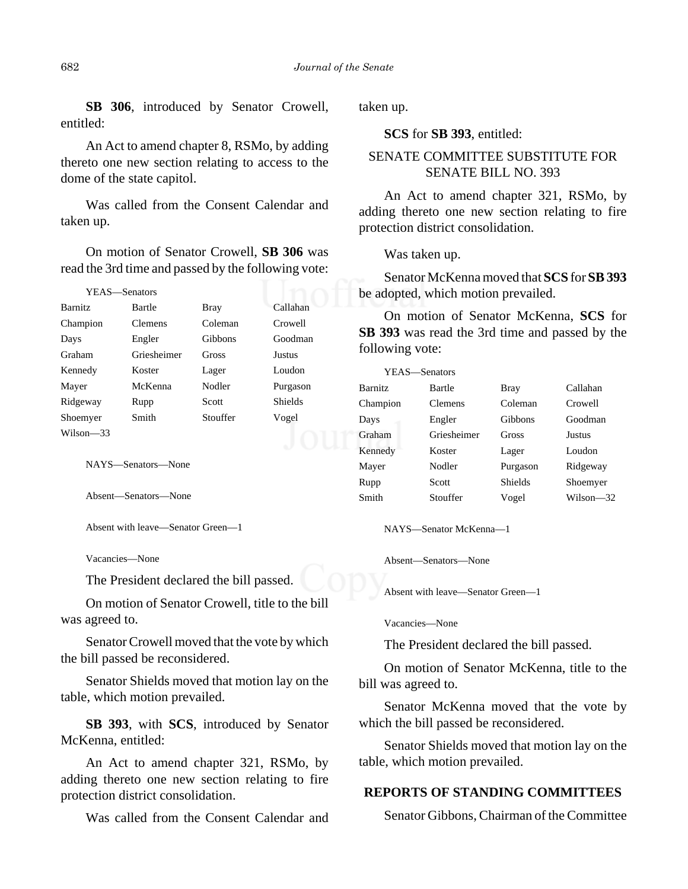**SB 306**, introduced by Senator Crowell, entitled:

An Act to amend chapter 8, RSMo, by adding thereto one new section relating to access to the dome of the state capitol.

Was called from the Consent Calendar and taken up.

On motion of Senator Crowell, **SB 306** was read the 3rd time and passed by the following vote:

YEAS—Senators

| | | | |
|---|---|---|---|
| Barnitz | Bartle | Bray | Callahan |
| Champion | Clemens | Coleman | Crowell |
| Days | Engler | Gibbons | Goodman |
| Graham | Griesheimer | Gross | Justus |
| Kennedy | Koster | Lager | Loudon |
| Mayer | McKenna | Nodler | Purgason |
| Ridgeway | Rupp | Scott | Shields |
| Shoemyer | Smith | Stouffer | Vogel |
| Wilson—33 | | | |

NAYS—Senators—None

Absent—Senators—None

Absent with leave—Senator Green—1

Vacancies—None

The President declared the bill passed.

On motion of Senator Crowell, title to the bill was agreed to.

Senator Crowell moved that the vote by which the bill passed be reconsidered.

Senator Shields moved that motion lay on the table, which motion prevailed.

**SB 393**, with **SCS**, introduced by Senator McKenna, entitled:

An Act to amend chapter 321, RSMo, by adding thereto one new section relating to fire protection district consolidation.

Was called from the Consent Calendar and taken up.

**SCS** for **SB 393**, entitled:

SENATE COMMITTEE SUBSTITUTE FOR SENATE BILL NO. 393

An Act to amend chapter 321, RSMo, by adding thereto one new section relating to fire protection district consolidation.

Was taken up.

Senator McKenna moved that **SCS** for **SB 393** be adopted, which motion prevailed.

On motion of Senator McKenna, **SCS** for **SB 393** was read the 3rd time and passed by the following vote:

YEAS—Senators

| | | | |
|---|---|---|---|
| Barnitz | Bartle | Bray | Callahan |
| Champion | Clemens | Coleman | Crowell |
| Days | Engler | Gibbons | Goodman |
| Graham | Griesheimer | Gross | Justus |
| Kennedy | Koster | Lager | Loudon |
| Mayer | Nodler | Purgason | Ridgeway |
| Rupp | Scott | Shields | Shoemyer |
| Smith | Stouffer | Vogel | Wilson—32 |

NAYS—Senator McKenna—1

Absent—Senators—None

Absent with leave—Senator Green—1

Vacancies—None

The President declared the bill passed.

On motion of Senator McKenna, title to the bill was agreed to.

Senator McKenna moved that the vote by which the bill passed be reconsidered.

Senator Shields moved that motion lay on the table, which motion prevailed.

## REPORTS OF STANDING COMMITTEES

Senator Gibbons, Chairman of the Committee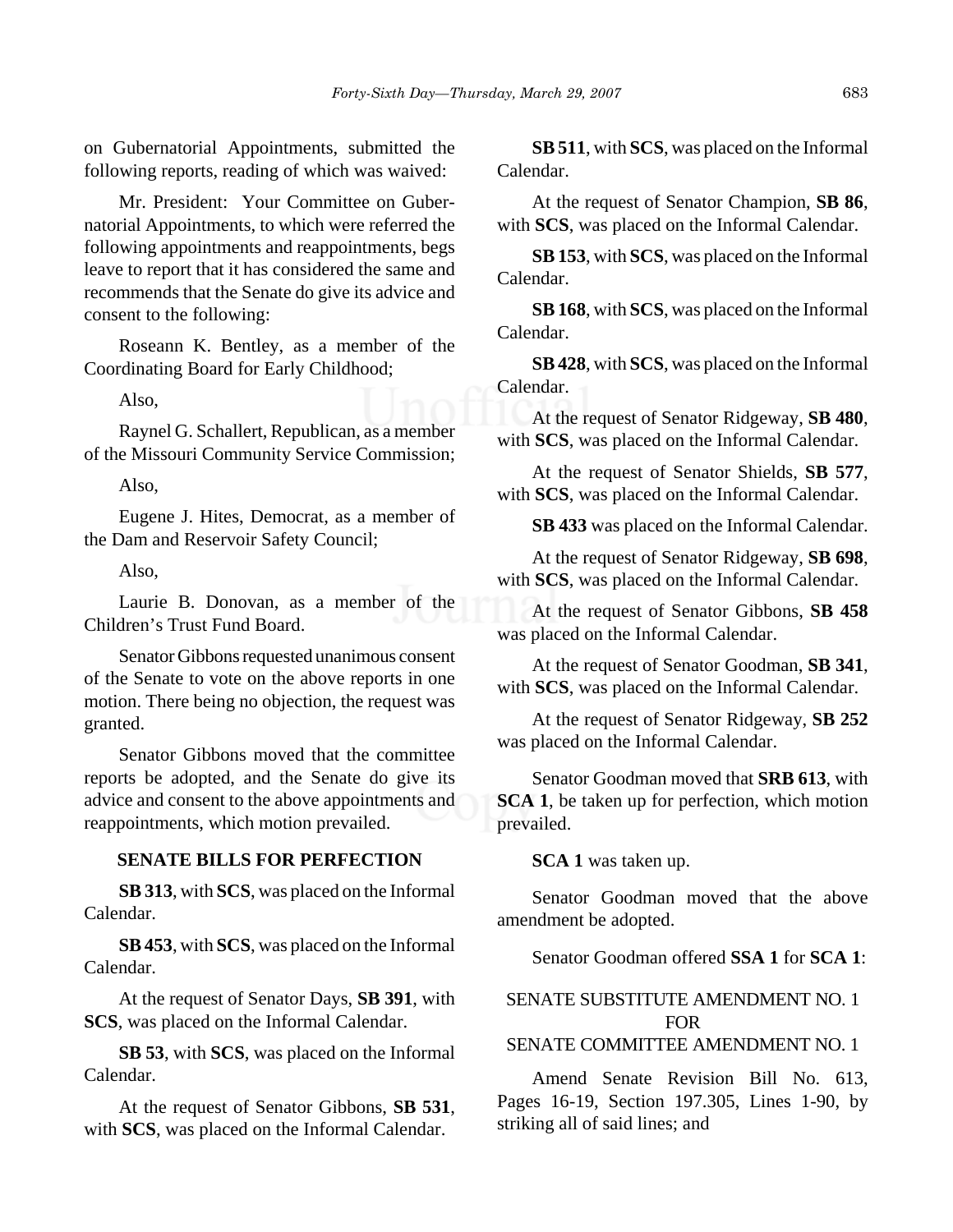on Gubernatorial Appointments, submitted the following reports, reading of which was waived:

Mr. President: Your Committee on Gubernatorial Appointments, to which were referred the following appointments and reappointments, begs leave to report that it has considered the same and recommends that the Senate do give its advice and consent to the following:

Roseann K. Bentley, as a member of the Coordinating Board for Early Childhood;

Also,

Raynel G. Schallert, Republican, as a member of the Missouri Community Service Commission;

Also,

Eugene J. Hites, Democrat, as a member of the Dam and Reservoir Safety Council;

Also,

Laurie B. Donovan, as a member of the Children's Trust Fund Board.

Senator Gibbons requested unanimous consent of the Senate to vote on the above reports in one motion. There being no objection, the request was granted.

Senator Gibbons moved that the committee reports be adopted, and the Senate do give its advice and consent to the above appointments and reappointments, which motion prevailed.

**SENATE BILLS FOR PERFECTION**

**SB 313**, with **SCS**, was placed on the Informal Calendar.

**SB 453**, with **SCS**, was placed on the Informal Calendar.

At the request of Senator Days, **SB 391**, with **SCS**, was placed on the Informal Calendar.

**SB 53**, with **SCS**, was placed on the Informal Calendar.

At the request of Senator Gibbons, **SB 531**, with **SCS**, was placed on the Informal Calendar.

**SB 511**, with **SCS**, was placed on the Informal Calendar.

At the request of Senator Champion, **SB 86**, with **SCS**, was placed on the Informal Calendar.

**SB 153**, with **SCS**, was placed on the Informal Calendar.

**SB 168**, with **SCS**, was placed on the Informal Calendar.

**SB 428**, with **SCS**, was placed on the Informal Calendar.

At the request of Senator Ridgeway, **SB 480**, with **SCS**, was placed on the Informal Calendar.

At the request of Senator Shields, **SB 577**, with **SCS**, was placed on the Informal Calendar.

**SB 433** was placed on the Informal Calendar.

At the request of Senator Ridgeway, **SB 698**, with **SCS**, was placed on the Informal Calendar.

At the request of Senator Gibbons, **SB 458** was placed on the Informal Calendar.

At the request of Senator Goodman, **SB 341**, with **SCS**, was placed on the Informal Calendar.

At the request of Senator Ridgeway, **SB 252** was placed on the Informal Calendar.

Senator Goodman moved that **SRB 613**, with **SCA 1**, be taken up for perfection, which motion prevailed.

**SCA 1** was taken up.

Senator Goodman moved that the above amendment be adopted.

Senator Goodman offered **SSA 1** for **SCA 1**:

SENATE SUBSTITUTE AMENDMENT NO. 1
FOR
SENATE COMMITTEE AMENDMENT NO. 1

Amend Senate Revision Bill No. 613, Pages 16-19, Section 197.305, Lines 1-90, by striking all of said lines; and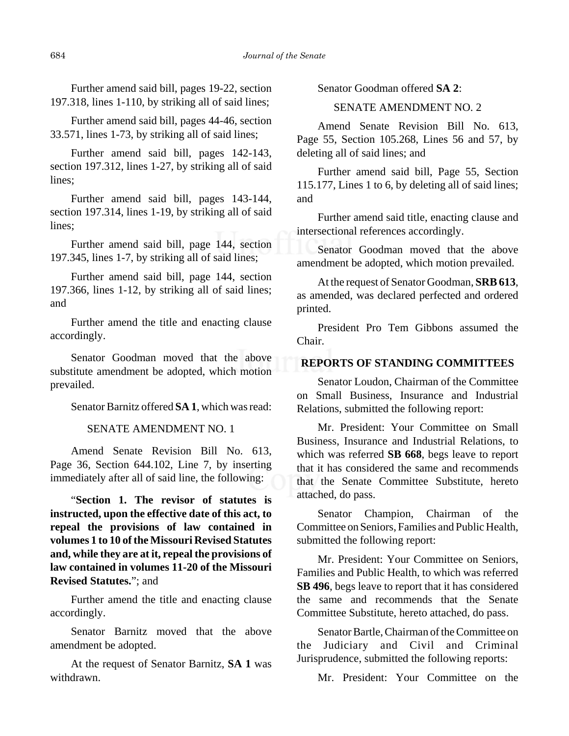Further amend said bill, pages 19-22, section 197.318, lines 1-110, by striking all of said lines;

Further amend said bill, pages 44-46, section 33.571, lines 1-73, by striking all of said lines;

Further amend said bill, pages 142-143, section 197.312, lines 1-27, by striking all of said lines;

Further amend said bill, pages 143-144, section 197.314, lines 1-19, by striking all of said lines;

Further amend said bill, page 144, section 197.345, lines 1-7, by striking all of said lines;

Further amend said bill, page 144, section 197.366, lines 1-12, by striking all of said lines; and

Further amend the title and enacting clause accordingly.

Senator Goodman moved that the above substitute amendment be adopted, which motion prevailed.

Senator Barnitz offered **SA 1**, which was read:

SENATE AMENDMENT NO. 1

Amend Senate Revision Bill No. 613, Page 36, Section 644.102, Line 7, by inserting immediately after all of said line, the following:

"**Section 1. The revisor of statutes is instructed, upon the effective date of this act, to repeal the provisions of law contained in volumes 1 to 10 of the Missouri Revised Statutes and, while they are at it, repeal the provisions of law contained in volumes 11-20 of the Missouri Revised Statutes.**"; and

Further amend the title and enacting clause accordingly.

Senator Barnitz moved that the above amendment be adopted.

At the request of Senator Barnitz, **SA 1** was withdrawn.

Senator Goodman offered **SA 2**:

SENATE AMENDMENT NO. 2

Amend Senate Revision Bill No. 613, Page 55, Section 105.268, Lines 56 and 57, by deleting all of said lines; and

Further amend said bill, Page 55, Section 115.177, Lines 1 to 6, by deleting all of said lines; and

Further amend said title, enacting clause and intersectional references accordingly.

Senator Goodman moved that the above amendment be adopted, which motion prevailed.

At the request of Senator Goodman, **SRB 613**, as amended, was declared perfected and ordered printed.

President Pro Tem Gibbons assumed the Chair.

## REPORTS OF STANDING COMMITTEES

Senator Loudon, Chairman of the Committee on Small Business, Insurance and Industrial Relations, submitted the following report:

Mr. President: Your Committee on Small Business, Insurance and Industrial Relations, to which was referred **SB 668**, begs leave to report that it has considered the same and recommends that the Senate Committee Substitute, hereto attached, do pass.

Senator Champion, Chairman of the Committee on Seniors, Families and Public Health, submitted the following report:

Mr. President: Your Committee on Seniors, Families and Public Health, to which was referred **SB 496**, begs leave to report that it has considered the same and recommends that the Senate Committee Substitute, hereto attached, do pass.

Senator Bartle, Chairman of the Committee on the Judiciary and Civil and Criminal Jurisprudence, submitted the following reports:

Mr. President: Your Committee on the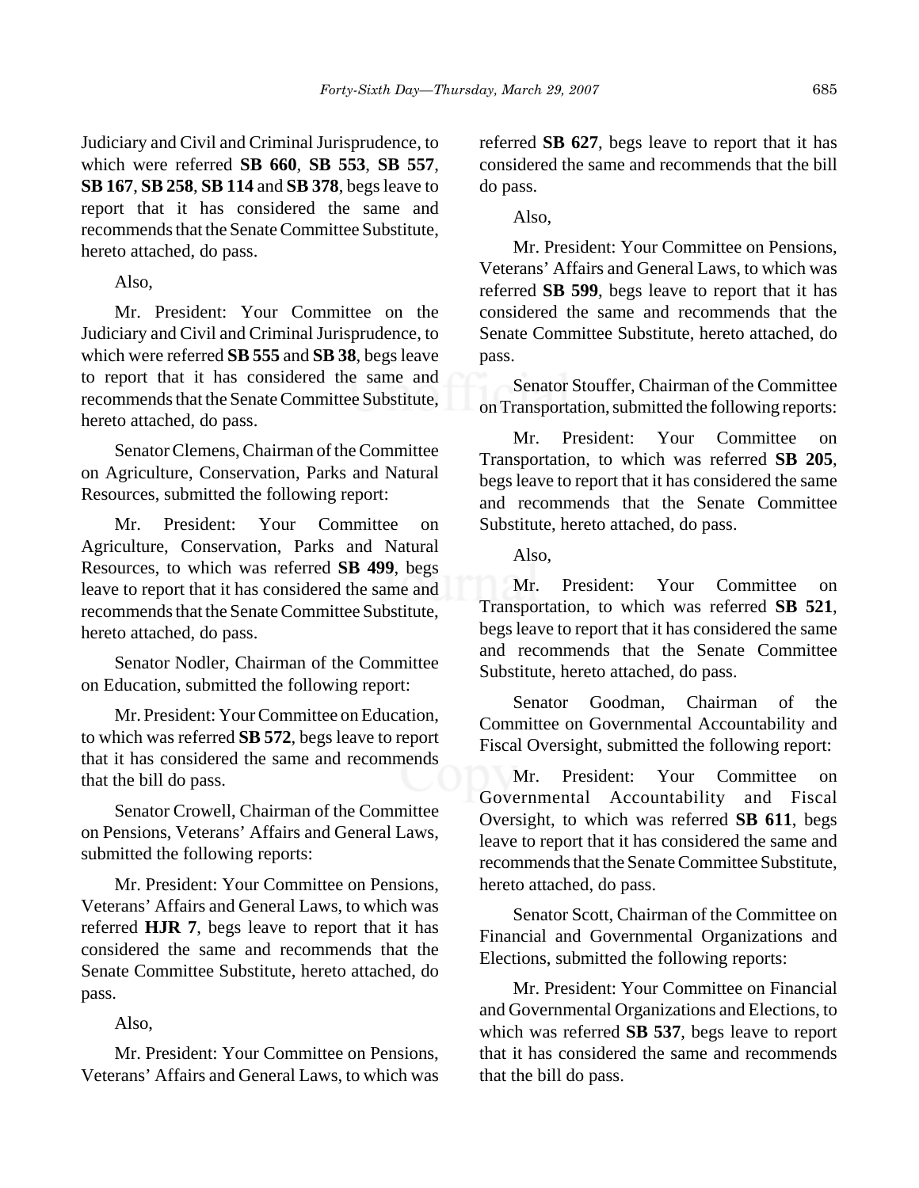Judiciary and Civil and Criminal Jurisprudence, to which were referred **SB 660**, **SB 553**, **SB 557**, **SB 167**, **SB 258**, **SB 114** and **SB 378**, begs leave to report that it has considered the same and recommends that the Senate Committee Substitute, hereto attached, do pass.

Also,

Mr. President: Your Committee on the Judiciary and Civil and Criminal Jurisprudence, to which were referred **SB 555** and **SB 38**, begs leave to report that it has considered the same and recommends that the Senate Committee Substitute, hereto attached, do pass.

Senator Clemens, Chairman of the Committee on Agriculture, Conservation, Parks and Natural Resources, submitted the following report:

Mr. President: Your Committee on Agriculture, Conservation, Parks and Natural Resources, to which was referred **SB 499**, begs leave to report that it has considered the same and recommends that the Senate Committee Substitute, hereto attached, do pass.

Senator Nodler, Chairman of the Committee on Education, submitted the following report:

Mr. President: Your Committee on Education, to which was referred **SB 572**, begs leave to report that it has considered the same and recommends that the bill do pass.

Senator Crowell, Chairman of the Committee on Pensions, Veterans' Affairs and General Laws, submitted the following reports:

Mr. President: Your Committee on Pensions, Veterans' Affairs and General Laws, to which was referred **HJR 7**, begs leave to report that it has considered the same and recommends that the Senate Committee Substitute, hereto attached, do pass.

Also,

Mr. President: Your Committee on Pensions, Veterans' Affairs and General Laws, to which was referred **SB 627**, begs leave to report that it has considered the same and recommends that the bill do pass.

Also,

Mr. President: Your Committee on Pensions, Veterans' Affairs and General Laws, to which was referred **SB 599**, begs leave to report that it has considered the same and recommends that the Senate Committee Substitute, hereto attached, do pass.

Senator Stouffer, Chairman of the Committee on Transportation, submitted the following reports:

Mr. President: Your Committee on Transportation, to which was referred **SB 205**, begs leave to report that it has considered the same and recommends that the Senate Committee Substitute, hereto attached, do pass.

Also,

Mr. President: Your Committee on Transportation, to which was referred **SB 521**, begs leave to report that it has considered the same and recommends that the Senate Committee Substitute, hereto attached, do pass.

Senator Goodman, Chairman of the Committee on Governmental Accountability and Fiscal Oversight, submitted the following report:

Mr. President: Your Committee on Governmental Accountability and Fiscal Oversight, to which was referred **SB 611**, begs leave to report that it has considered the same and recommends that the Senate Committee Substitute, hereto attached, do pass.

Senator Scott, Chairman of the Committee on Financial and Governmental Organizations and Elections, submitted the following reports:

Mr. President: Your Committee on Financial and Governmental Organizations and Elections, to which was referred **SB 537**, begs leave to report that it has considered the same and recommends that the bill do pass.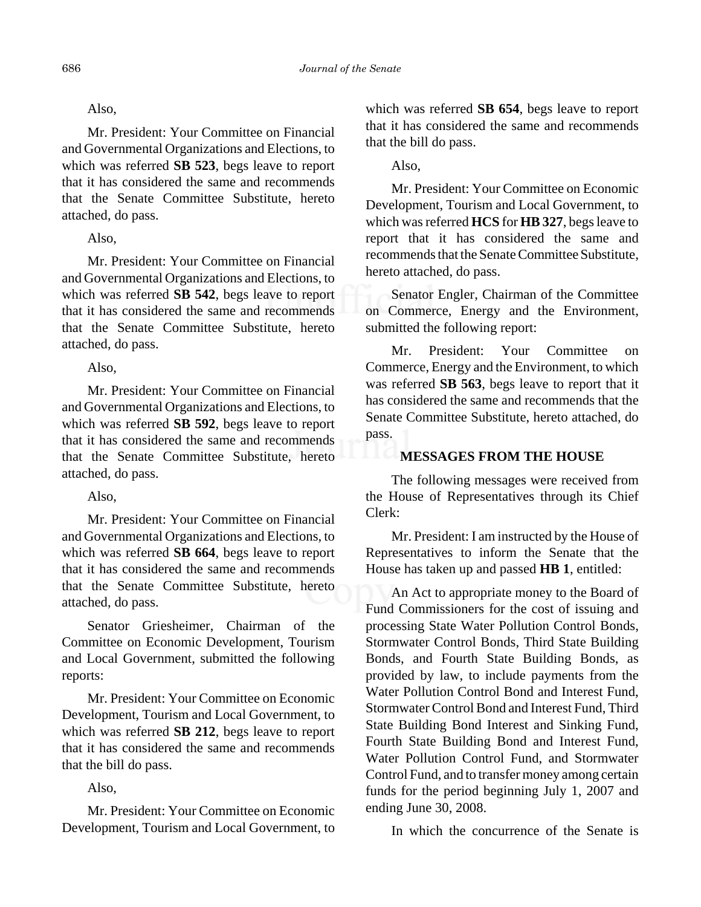Also,

Mr. President: Your Committee on Financial and Governmental Organizations and Elections, to which was referred **SB 523**, begs leave to report that it has considered the same and recommends that the Senate Committee Substitute, hereto attached, do pass.

Also,

Mr. President: Your Committee on Financial and Governmental Organizations and Elections, to which was referred **SB 542**, begs leave to report that it has considered the same and recommends that the Senate Committee Substitute, hereto attached, do pass.

Also,

Mr. President: Your Committee on Financial and Governmental Organizations and Elections, to which was referred **SB 592**, begs leave to report that it has considered the same and recommends that the Senate Committee Substitute, hereto attached, do pass.

Also,

Mr. President: Your Committee on Financial and Governmental Organizations and Elections, to which was referred **SB 664**, begs leave to report that it has considered the same and recommends that the Senate Committee Substitute, hereto attached, do pass.

Senator Griesheimer, Chairman of the Committee on Economic Development, Tourism and Local Government, submitted the following reports:

Mr. President: Your Committee on Economic Development, Tourism and Local Government, to which was referred **SB 212**, begs leave to report that it has considered the same and recommends that the bill do pass.

Also,

Mr. President: Your Committee on Economic Development, Tourism and Local Government, to which was referred **SB 654**, begs leave to report that it has considered the same and recommends that the bill do pass.

Also,

Mr. President: Your Committee on Economic Development, Tourism and Local Government, to which was referred **HCS** for **HB 327**, begs leave to report that it has considered the same and recommends that the Senate Committee Substitute, hereto attached, do pass.

Senator Engler, Chairman of the Committee on Commerce, Energy and the Environment, submitted the following report:

Mr. President: Your Committee on Commerce, Energy and the Environment, to which was referred **SB 563**, begs leave to report that it has considered the same and recommends that the Senate Committee Substitute, hereto attached, do pass.

**MESSAGES FROM THE HOUSE**

The following messages were received from the House of Representatives through its Chief Clerk:

Mr. President: I am instructed by the House of Representatives to inform the Senate that the House has taken up and passed **HB 1**, entitled:

An Act to appropriate money to the Board of Fund Commissioners for the cost of issuing and processing State Water Pollution Control Bonds, Stormwater Control Bonds, Third State Building Bonds, and Fourth State Building Bonds, as provided by law, to include payments from the Water Pollution Control Bond and Interest Fund, Stormwater Control Bond and Interest Fund, Third State Building Bond Interest and Sinking Fund, Fourth State Building Bond and Interest Fund, Water Pollution Control Fund, and Stormwater Control Fund, and to transfer money among certain funds for the period beginning July 1, 2007 and ending June 30, 2008.

In which the concurrence of the Senate is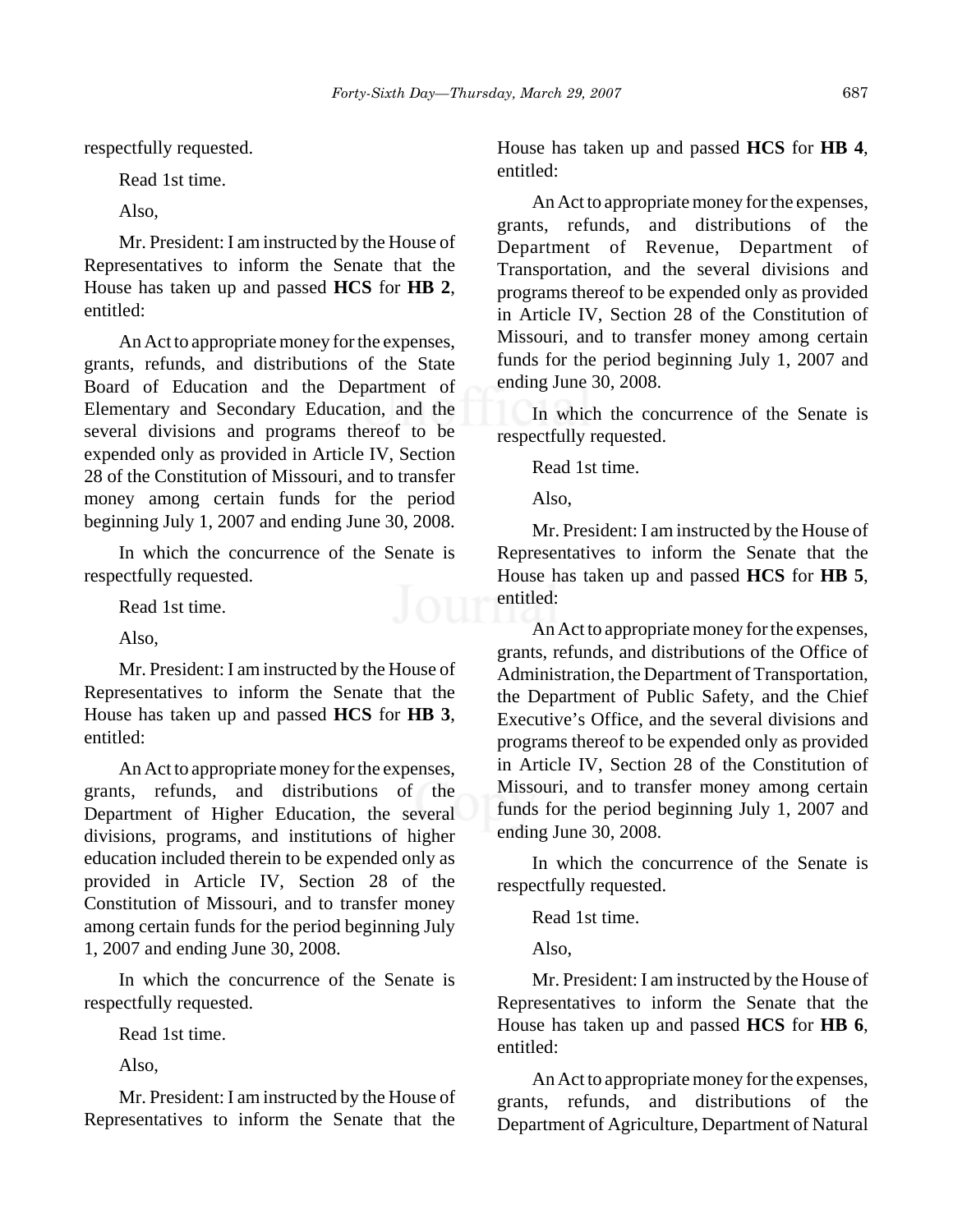respectfully requested.

Read 1st time.

Also,

Mr. President: I am instructed by the House of Representatives to inform the Senate that the House has taken up and passed **HCS** for **HB 2**, entitled:

An Act to appropriate money for the expenses, grants, refunds, and distributions of the State Board of Education and the Department of Elementary and Secondary Education, and the several divisions and programs thereof to be expended only as provided in Article IV, Section 28 of the Constitution of Missouri, and to transfer money among certain funds for the period beginning July 1, 2007 and ending June 30, 2008.

In which the concurrence of the Senate is respectfully requested.

Read 1st time.

Also,

Mr. President: I am instructed by the House of Representatives to inform the Senate that the House has taken up and passed **HCS** for **HB 3**, entitled:

An Act to appropriate money for the expenses, grants, refunds, and distributions of the Department of Higher Education, the several divisions, programs, and institutions of higher education included therein to be expended only as provided in Article IV, Section 28 of the Constitution of Missouri, and to transfer money among certain funds for the period beginning July 1, 2007 and ending June 30, 2008.

In which the concurrence of the Senate is respectfully requested.

Read 1st time.

Also,

Mr. President: I am instructed by the House of Representatives to inform the Senate that the House has taken up and passed **HCS** for **HB 4**, entitled:

An Act to appropriate money for the expenses, grants, refunds, and distributions of the Department of Revenue, Department of Transportation, and the several divisions and programs thereof to be expended only as provided in Article IV, Section 28 of the Constitution of Missouri, and to transfer money among certain funds for the period beginning July 1, 2007 and ending June 30, 2008.

In which the concurrence of the Senate is respectfully requested.

Read 1st time.

Also,

Mr. President: I am instructed by the House of Representatives to inform the Senate that the House has taken up and passed **HCS** for **HB 5**, entitled:

An Act to appropriate money for the expenses, grants, refunds, and distributions of the Office of Administration, the Department of Transportation, the Department of Public Safety, and the Chief Executive's Office, and the several divisions and programs thereof to be expended only as provided in Article IV, Section 28 of the Constitution of Missouri, and to transfer money among certain funds for the period beginning July 1, 2007 and ending June 30, 2008.

In which the concurrence of the Senate is respectfully requested.

Read 1st time.

Also,

Mr. President: I am instructed by the House of Representatives to inform the Senate that the House has taken up and passed **HCS** for **HB 6**, entitled:

An Act to appropriate money for the expenses, grants, refunds, and distributions of the Department of Agriculture, Department of Natural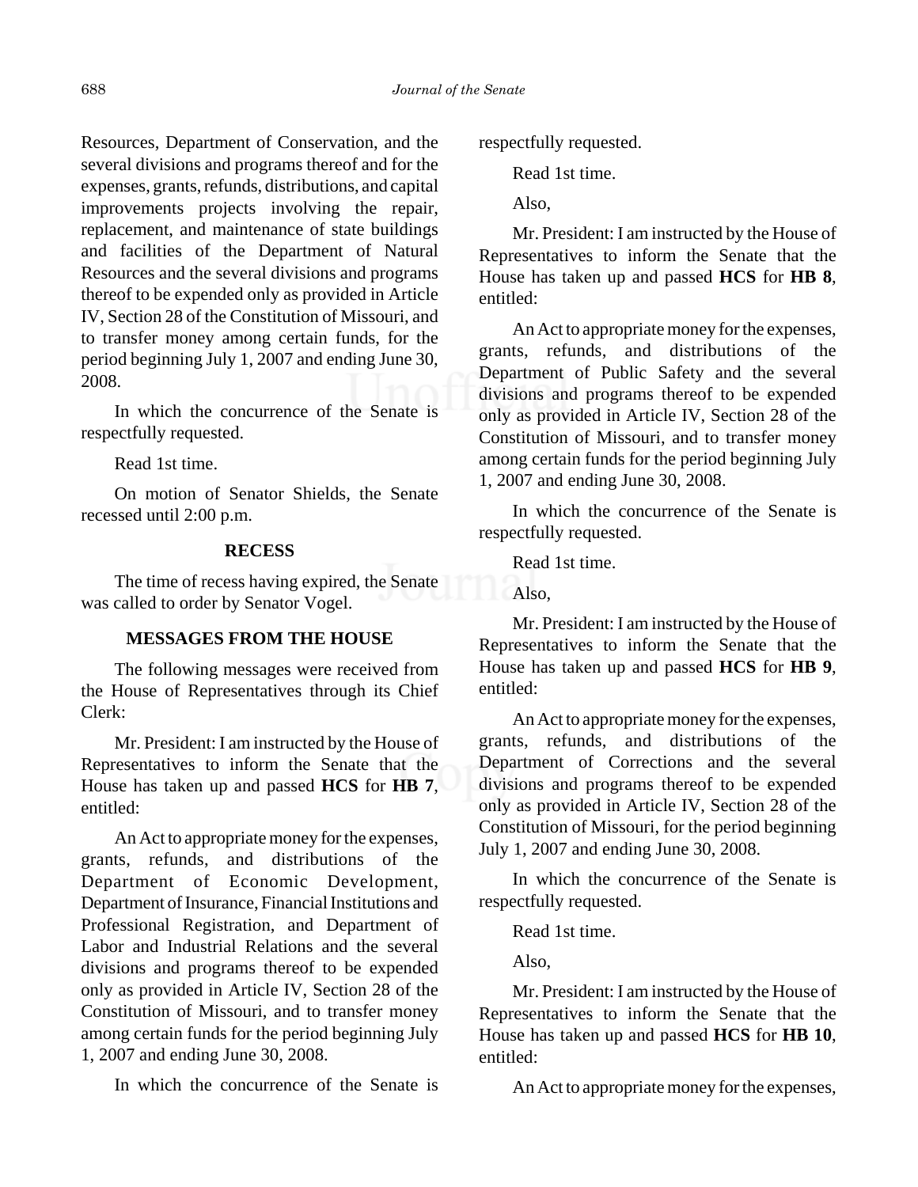Resources, Department of Conservation, and the several divisions and programs thereof and for the expenses, grants, refunds, distributions, and capital improvements projects involving the repair, replacement, and maintenance of state buildings and facilities of the Department of Natural Resources and the several divisions and programs thereof to be expended only as provided in Article IV, Section 28 of the Constitution of Missouri, and to transfer money among certain funds, for the period beginning July 1, 2007 and ending June 30, 2008.

In which the concurrence of the Senate is respectfully requested.

Read 1st time.

On motion of Senator Shields, the Senate recessed until 2:00 p.m.

### RECESS

The time of recess having expired, the Senate was called to order by Senator Vogel.

### MESSAGES FROM THE HOUSE

The following messages were received from the House of Representatives through its Chief Clerk:

Mr. President: I am instructed by the House of Representatives to inform the Senate that the House has taken up and passed **HCS** for **HB 7**, entitled:

An Act to appropriate money for the expenses, grants, refunds, and distributions of the Department of Economic Development, Department of Insurance, Financial Institutions and Professional Registration, and Department of Labor and Industrial Relations and the several divisions and programs thereof to be expended only as provided in Article IV, Section 28 of the Constitution of Missouri, and to transfer money among certain funds for the period beginning July 1, 2007 and ending June 30, 2008.

In which the concurrence of the Senate is respectfully requested.

Read 1st time.

Also,

Mr. President: I am instructed by the House of Representatives to inform the Senate that the House has taken up and passed **HCS** for **HB 8**, entitled:

An Act to appropriate money for the expenses, grants, refunds, and distributions of the Department of Public Safety and the several divisions and programs thereof to be expended only as provided in Article IV, Section 28 of the Constitution of Missouri, and to transfer money among certain funds for the period beginning July 1, 2007 and ending June 30, 2008.

In which the concurrence of the Senate is respectfully requested.

Read 1st time.

Also,

Mr. President: I am instructed by the House of Representatives to inform the Senate that the House has taken up and passed **HCS** for **HB 9**, entitled:

An Act to appropriate money for the expenses, grants, refunds, and distributions of the Department of Corrections and the several divisions and programs thereof to be expended only as provided in Article IV, Section 28 of the Constitution of Missouri, for the period beginning July 1, 2007 and ending June 30, 2008.

In which the concurrence of the Senate is respectfully requested.

Read 1st time.

Also,

Mr. President: I am instructed by the House of Representatives to inform the Senate that the House has taken up and passed **HCS** for **HB 10**, entitled:

An Act to appropriate money for the expenses,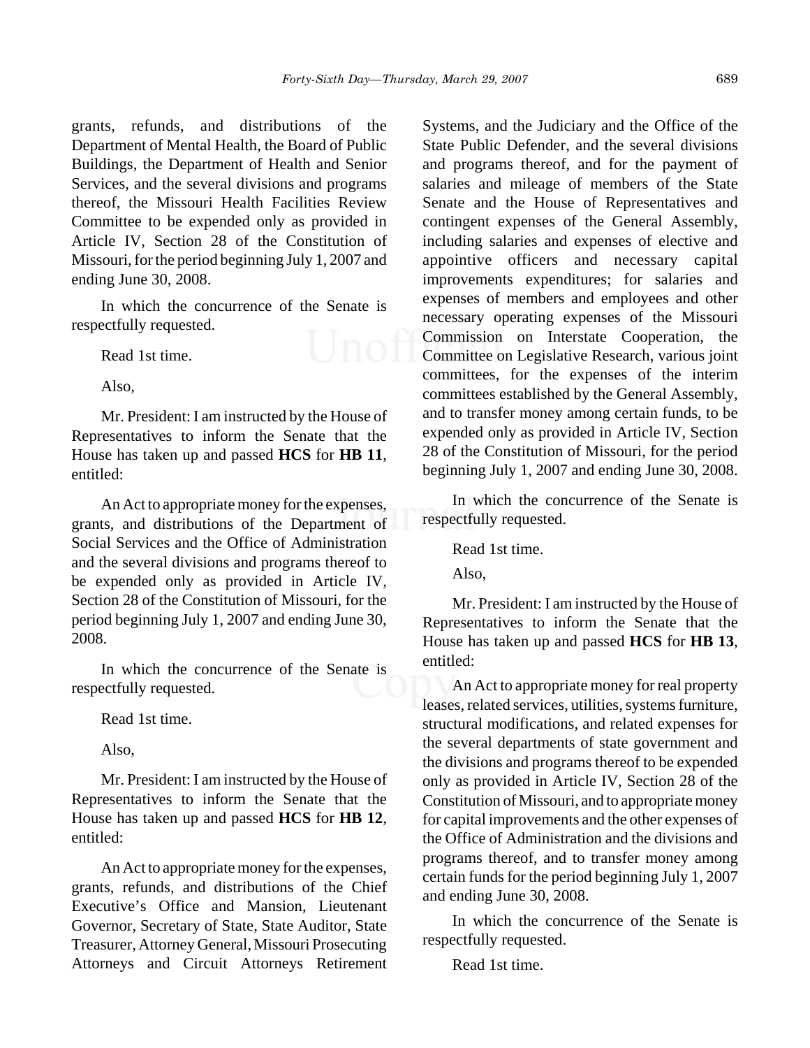grants, refunds, and distributions of the Department of Mental Health, the Board of Public Buildings, the Department of Health and Senior Services, and the several divisions and programs thereof, the Missouri Health Facilities Review Committee to be expended only as provided in Article IV, Section 28 of the Constitution of Missouri, for the period beginning July 1, 2007 and ending June 30, 2008.

In which the concurrence of the Senate is respectfully requested.

Read 1st time.

Also,

Mr. President: I am instructed by the House of Representatives to inform the Senate that the House has taken up and passed **HCS** for **HB 11**, entitled:

An Act to appropriate money for the expenses, grants, and distributions of the Department of Social Services and the Office of Administration and the several divisions and programs thereof to be expended only as provided in Article IV, Section 28 of the Constitution of Missouri, for the period beginning July 1, 2007 and ending June 30, 2008.

In which the concurrence of the Senate is respectfully requested.

Read 1st time.

Also,

Mr. President: I am instructed by the House of Representatives to inform the Senate that the House has taken up and passed **HCS** for **HB 12**, entitled:

An Act to appropriate money for the expenses, grants, refunds, and distributions of the Chief Executive's Office and Mansion, Lieutenant Governor, Secretary of State, State Auditor, State Treasurer, Attorney General, Missouri Prosecuting Attorneys and Circuit Attorneys Retirement Systems, and the Judiciary and the Office of the State Public Defender, and the several divisions and programs thereof, and for the payment of salaries and mileage of members of the State Senate and the House of Representatives and contingent expenses of the General Assembly, including salaries and expenses of elective and appointive officers and necessary capital improvements expenditures; for salaries and expenses of members and employees and other necessary operating expenses of the Missouri Commission on Interstate Cooperation, the Committee on Legislative Research, various joint committees, for the expenses of the interim committees established by the General Assembly, and to transfer money among certain funds, to be expended only as provided in Article IV, Section 28 of the Constitution of Missouri, for the period beginning July 1, 2007 and ending June 30, 2008.

In which the concurrence of the Senate is respectfully requested.

Read 1st time.

Also,

Mr. President: I am instructed by the House of Representatives to inform the Senate that the House has taken up and passed **HCS** for **HB 13**, entitled:

An Act to appropriate money for real property leases, related services, utilities, systems furniture, structural modifications, and related expenses for the several departments of state government and the divisions and programs thereof to be expended only as provided in Article IV, Section 28 of the Constitution of Missouri, and to appropriate money for capital improvements and the other expenses of the Office of Administration and the divisions and programs thereof, and to transfer money among certain funds for the period beginning July 1, 2007 and ending June 30, 2008.

In which the concurrence of the Senate is respectfully requested.

Read 1st time.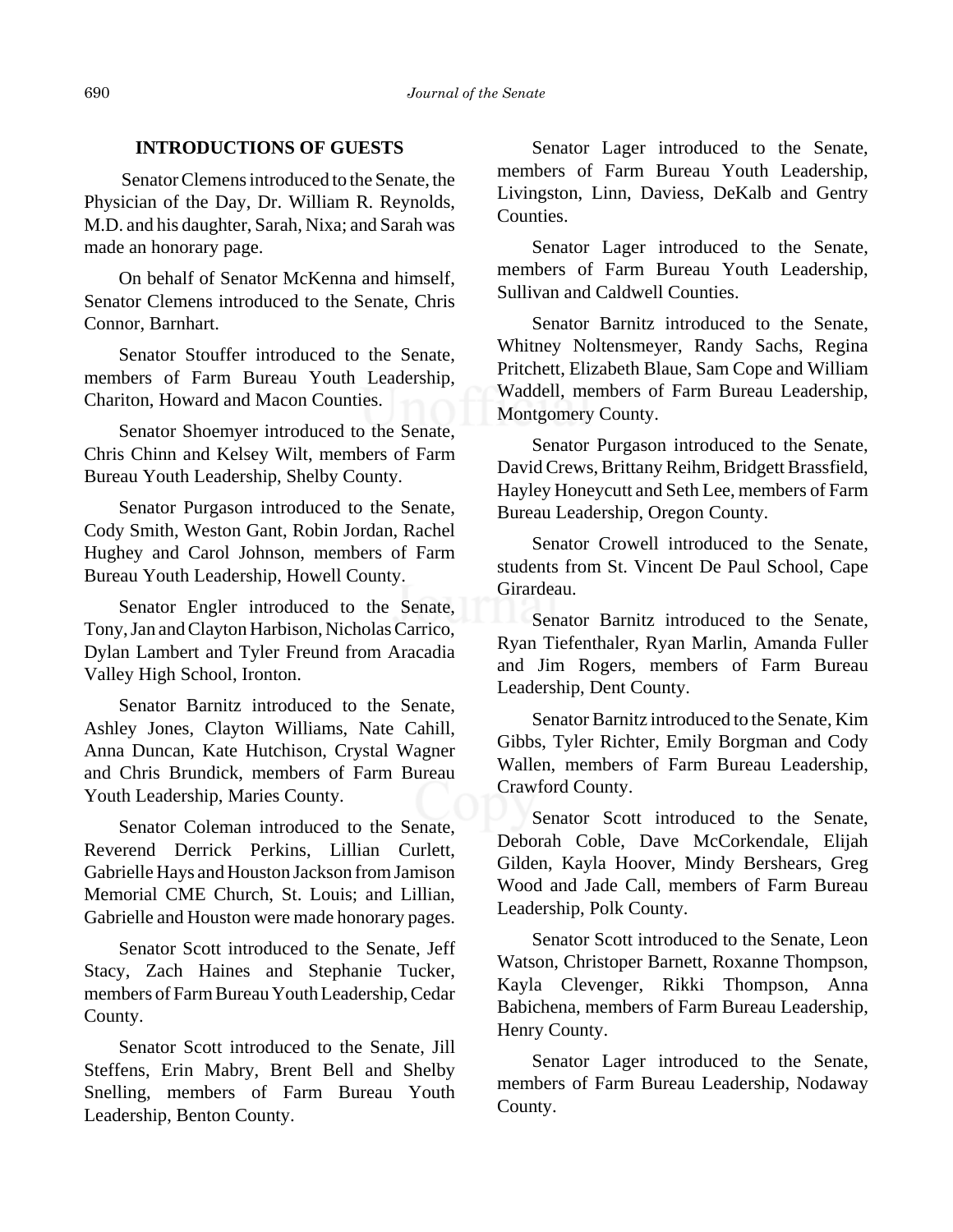## INTRODUCTIONS OF GUESTS

Senator Clemens introduced to the Senate, the Physician of the Day, Dr. William R. Reynolds, M.D. and his daughter, Sarah, Nixa; and Sarah was made an honorary page.

On behalf of Senator McKenna and himself, Senator Clemens introduced to the Senate, Chris Connor, Barnhart.

Senator Stouffer introduced to the Senate, members of Farm Bureau Youth Leadership, Chariton, Howard and Macon Counties.

Senator Shoemyer introduced to the Senate, Chris Chinn and Kelsey Wilt, members of Farm Bureau Youth Leadership, Shelby County.

Senator Purgason introduced to the Senate, Cody Smith, Weston Gant, Robin Jordan, Rachel Hughey and Carol Johnson, members of Farm Bureau Youth Leadership, Howell County.

Senator Engler introduced to the Senate, Tony, Jan and Clayton Harbison, Nicholas Carrico, Dylan Lambert and Tyler Freund from Aracadia Valley High School, Ironton.

Senator Barnitz introduced to the Senate, Ashley Jones, Clayton Williams, Nate Cahill, Anna Duncan, Kate Hutchison, Crystal Wagner and Chris Brundick, members of Farm Bureau Youth Leadership, Maries County.

Senator Coleman introduced to the Senate, Reverend Derrick Perkins, Lillian Curlett, Gabrielle Hays and Houston Jackson from Jamison Memorial CME Church, St. Louis; and Lillian, Gabrielle and Houston were made honorary pages.

Senator Scott introduced to the Senate, Jeff Stacy, Zach Haines and Stephanie Tucker, members of Farm Bureau Youth Leadership, Cedar County.

Senator Scott introduced to the Senate, Jill Steffens, Erin Mabry, Brent Bell and Shelby Snelling, members of Farm Bureau Youth Leadership, Benton County.

Senator Lager introduced to the Senate, members of Farm Bureau Youth Leadership, Livingston, Linn, Daviess, DeKalb and Gentry Counties.

Senator Lager introduced to the Senate, members of Farm Bureau Youth Leadership, Sullivan and Caldwell Counties.

Senator Barnitz introduced to the Senate, Whitney Noltensmeyer, Randy Sachs, Regina Pritchett, Elizabeth Blaue, Sam Cope and William Waddell, members of Farm Bureau Leadership, Montgomery County.

Senator Purgason introduced to the Senate, David Crews, Brittany Reihm, Bridgett Brassfield, Hayley Honeycutt and Seth Lee, members of Farm Bureau Leadership, Oregon County.

Senator Crowell introduced to the Senate, students from St. Vincent De Paul School, Cape Girardeau.

Senator Barnitz introduced to the Senate, Ryan Tiefenthaler, Ryan Marlin, Amanda Fuller and Jim Rogers, members of Farm Bureau Leadership, Dent County.

Senator Barnitz introduced to the Senate, Kim Gibbs, Tyler Richter, Emily Borgman and Cody Wallen, members of Farm Bureau Leadership, Crawford County.

Senator Scott introduced to the Senate, Deborah Coble, Dave McCorkendale, Elijah Gilden, Kayla Hoover, Mindy Bershears, Greg Wood and Jade Call, members of Farm Bureau Leadership, Polk County.

Senator Scott introduced to the Senate, Leon Watson, Christoper Barnett, Roxanne Thompson, Kayla Clevenger, Rikki Thompson, Anna Babichena, members of Farm Bureau Leadership, Henry County.

Senator Lager introduced to the Senate, members of Farm Bureau Leadership, Nodaway County.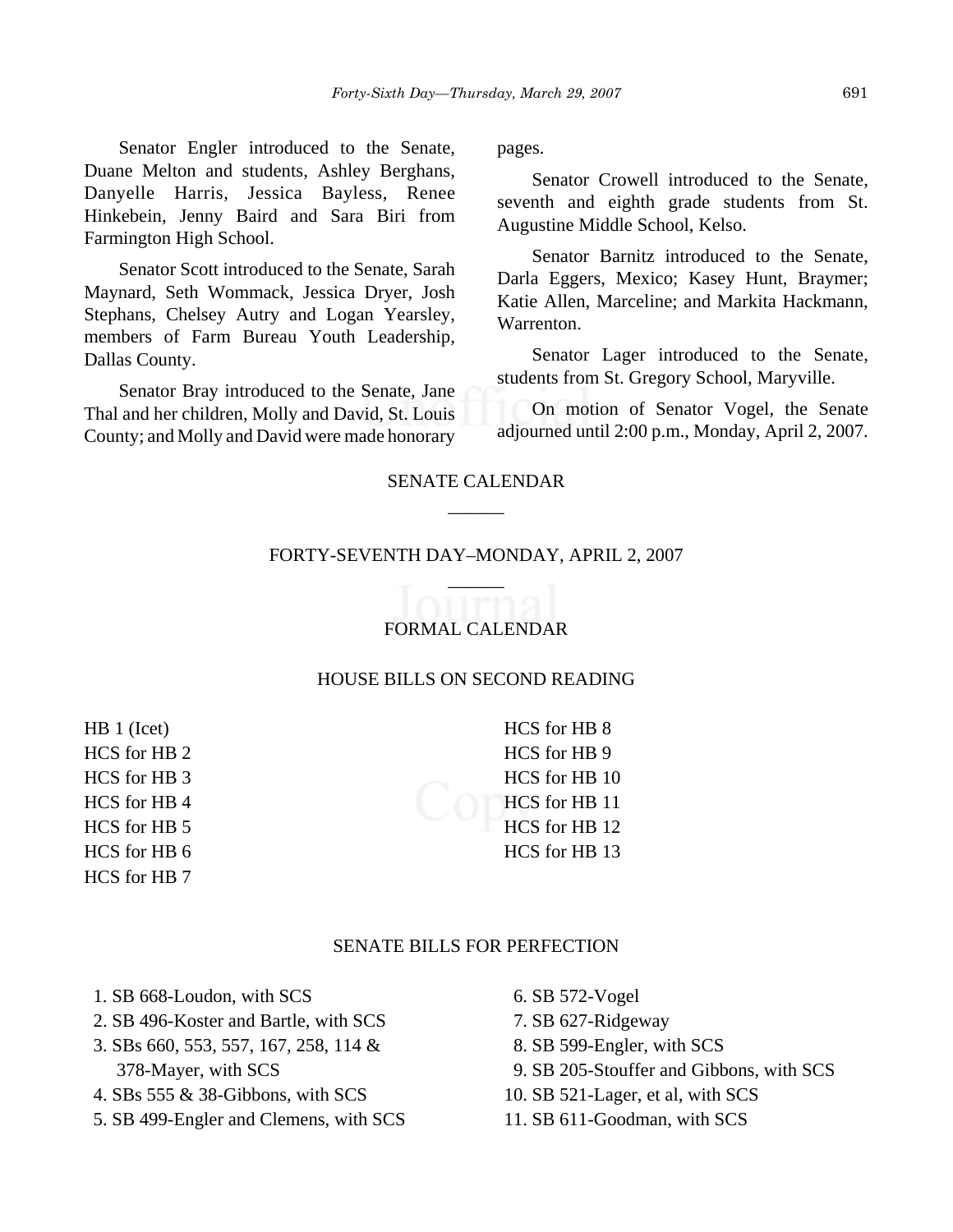Senator Engler introduced to the Senate, Duane Melton and students, Ashley Berghans, Danyelle Harris, Jessica Bayless, Renee Hinkebein, Jenny Baird and Sara Biri from Farmington High School.

Senator Scott introduced to the Senate, Sarah Maynard, Seth Wommack, Jessica Dryer, Josh Stephans, Chelsey Autry and Logan Yearsley, members of Farm Bureau Youth Leadership, Dallas County.

Senator Bray introduced to the Senate, Jane Thal and her children, Molly and David, St. Louis County; and Molly and David were made honorary pages.

Senator Crowell introduced to the Senate, seventh and eighth grade students from St. Augustine Middle School, Kelso.

Senator Barnitz introduced to the Senate, Darla Eggers, Mexico; Kasey Hunt, Braymer; Katie Allen, Marceline; and Markita Hackmann, Warrenton.

Senator Lager introduced to the Senate, students from St. Gregory School, Maryville.

On motion of Senator Vogel, the Senate adjourned until 2:00 p.m., Monday, April 2, 2007.

## SENATE CALENDAR

## FORTY-SEVENTH DAY–MONDAY, APRIL 2, 2007

### FORMAL CALENDAR

#### HOUSE BILLS ON SECOND READING

HB 1 (Icet)
HCS for HB 2
HCS for HB 3
HCS for HB 4
HCS for HB 5
HCS for HB 6
HCS for HB 7
HCS for HB 8
HCS for HB 9
HCS for HB 10
HCS for HB 11
HCS for HB 12
HCS for HB 13

#### SENATE BILLS FOR PERFECTION

1. SB 668-Loudon, with SCS
2. SB 496-Koster and Bartle, with SCS
3. SBs 660, 553, 557, 167, 258, 114 & 378-Mayer, with SCS
4. SBs 555 & 38-Gibbons, with SCS
5. SB 499-Engler and Clemens, with SCS
6. SB 572-Vogel
7. SB 627-Ridgeway
8. SB 599-Engler, with SCS
9. SB 205-Stouffer and Gibbons, with SCS
10. SB 521-Lager, et al, with SCS
11. SB 611-Goodman, with SCS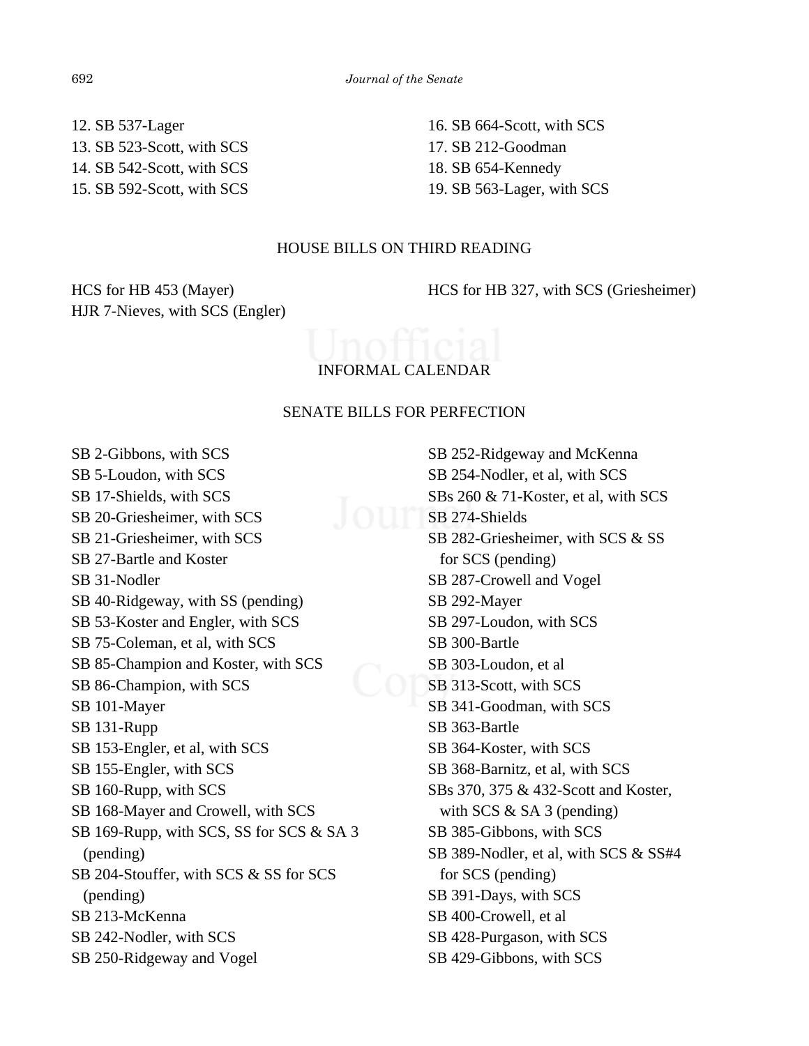12. SB 537-Lager
13. SB 523-Scott, with SCS
14. SB 542-Scott, with SCS
15. SB 592-Scott, with SCS
16. SB 664-Scott, with SCS
17. SB 212-Goodman
18. SB 654-Kennedy
19. SB 563-Lager, with SCS

## HOUSE BILLS ON THIRD READING

HCS for HB 453 (Mayer)
HJR 7-Nieves, with SCS (Engler)
HCS for HB 327, with SCS (Griesheimer)

## INFORMAL CALENDAR

### SENATE BILLS FOR PERFECTION

SB 2-Gibbons, with SCS
SB 5-Loudon, with SCS
SB 17-Shields, with SCS
SB 20-Griesheimer, with SCS
SB 21-Griesheimer, with SCS
SB 27-Bartle and Koster
SB 31-Nodler
SB 40-Ridgeway, with SS (pending)
SB 53-Koster and Engler, with SCS
SB 75-Coleman, et al, with SCS
SB 85-Champion and Koster, with SCS
SB 86-Champion, with SCS
SB 101-Mayer
SB 131-Rupp
SB 153-Engler, et al, with SCS
SB 155-Engler, with SCS
SB 160-Rupp, with SCS
SB 168-Mayer and Crowell, with SCS
SB 169-Rupp, with SCS, SS for SCS & SA 3 (pending)
SB 204-Stouffer, with SCS & SS for SCS (pending)
SB 213-McKenna
SB 242-Nodler, with SCS
SB 250-Ridgeway and Vogel
SB 252-Ridgeway and McKenna
SB 254-Nodler, et al, with SCS
SBs 260 & 71-Koster, et al, with SCS
SB 274-Shields
SB 282-Griesheimer, with SCS & SS for SCS (pending)
SB 287-Crowell and Vogel
SB 292-Mayer
SB 297-Loudon, with SCS
SB 300-Bartle
SB 303-Loudon, et al
SB 313-Scott, with SCS
SB 341-Goodman, with SCS
SB 363-Bartle
SB 364-Koster, with SCS
SB 368-Barnitz, et al, with SCS
SBs 370, 375 & 432-Scott and Koster, with SCS & SA 3 (pending)
SB 385-Gibbons, with SCS
SB 389-Nodler, et al, with SCS & SS#4 for SCS (pending)
SB 391-Days, with SCS
SB 400-Crowell, et al
SB 428-Purgason, with SCS
SB 429-Gibbons, with SCS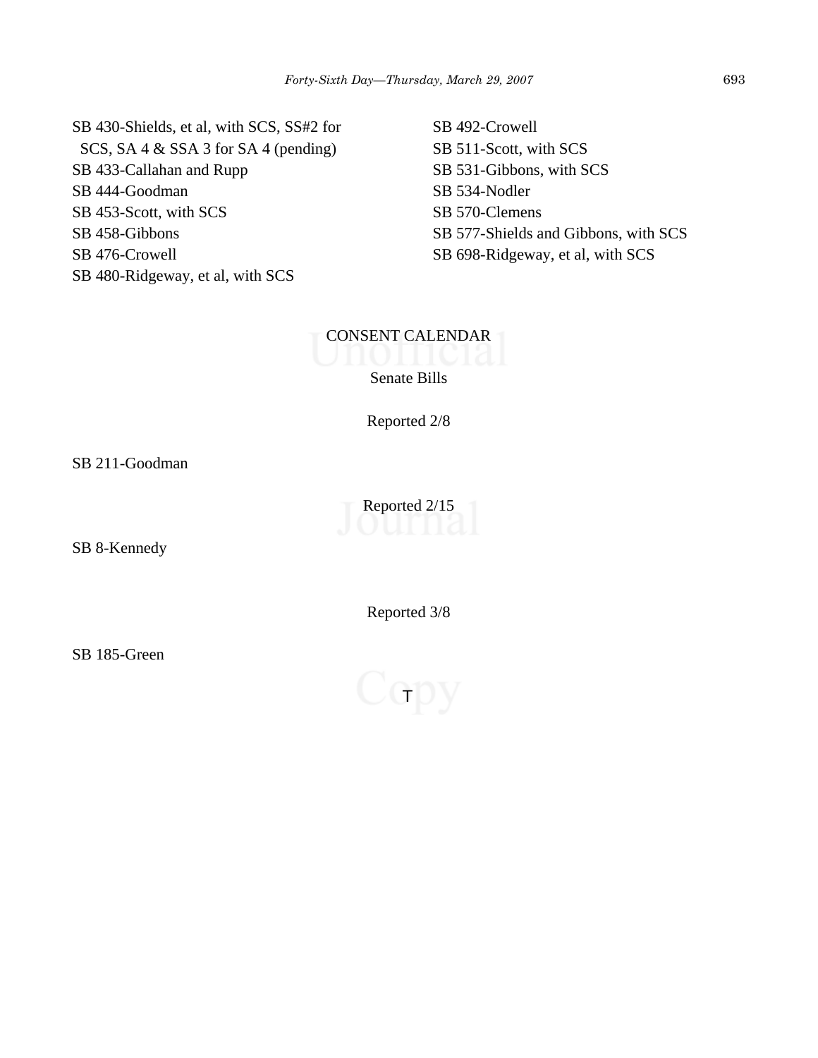SB 430-Shields, et al, with SCS, SS#2 for SCS, SA 4 & SSA 3 for SA 4 (pending)
SB 433-Callahan and Rupp
SB 444-Goodman
SB 453-Scott, with SCS
SB 458-Gibbons
SB 476-Crowell
SB 480-Ridgeway, et al, with SCS
SB 492-Crowell
SB 511-Scott, with SCS
SB 531-Gibbons, with SCS
SB 534-Nodler
SB 570-Clemens
SB 577-Shields and Gibbons, with SCS
SB 698-Ridgeway, et al, with SCS

## CONSENT CALENDAR

### Senate Bills

Reported 2/8

SB 211-Goodman

Reported 2/15

SB 8-Kennedy

Reported 3/8

SB 185-Green

T